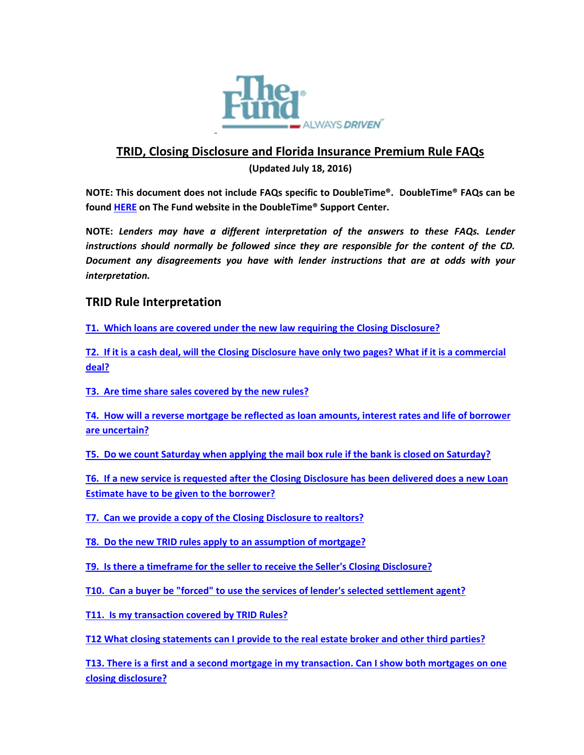# TRID, Closing Disclosure and Florida Insurance Premium Rule FAQs

**(Updated July 18, 2016)**

**NOTE: This document does not include FAQs specific to DoubleTime®. DoubleTime® FAQs can be found HERE on The Fund website in the DoubleTime® Support Center.**

**NOTE:** ***Lenders may have a different interpretation of the answers to these FAQs. Lender instructions should normally be followed since they are responsible for the content of the CD. Document any disagreements you have with lender instructions that are at odds with your interpretation.***

## TRID Rule Interpretation

T1. Which loans are covered under the new law requiring the Closing Disclosure?

T2. If it is a cash deal, will the Closing Disclosure have only two pages? What if it is a commercial deal?

T3. Are time share sales covered by the new rules?

T4. How will a reverse mortgage be reflected as loan amounts, interest rates and life of borrower are uncertain?

T5. Do we count Saturday when applying the mail box rule if the bank is closed on Saturday?

T6. If a new service is requested after the Closing Disclosure has been delivered does a new Loan Estimate have to be given to the borrower?

T7. Can we provide a copy of the Closing Disclosure to realtors?

T8. Do the new TRID rules apply to an assumption of mortgage?

T9. Is there a timeframe for the seller to receive the Seller's Closing Disclosure?

T10. Can a buyer be "forced" to use the services of lender's selected settlement agent?

T11. Is my transaction covered by TRID Rules?

T12 What closing statements can I provide to the real estate broker and other third parties?

T13. There is a first and a second mortgage in my transaction. Can I show both mortgages on one closing disclosure?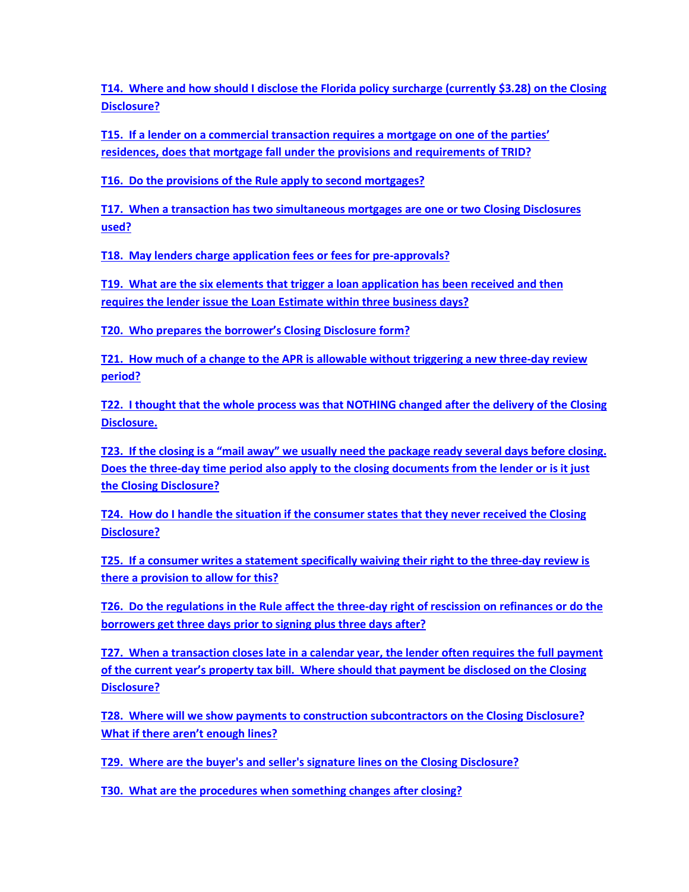**T14. Where and how should I disclose the Florida policy surcharge (currently $3.28) on the Closing Disclosure?**

**T15. If a lender on a commercial transaction requires a mortgage on one of the parties' residences, does that mortgage fall under the provisions and requirements of TRID?**

**T16. Do the provisions of the Rule apply to second mortgages?**

**T17. When a transaction has two simultaneous mortgages are one or two Closing Disclosures used?**

**T18. May lenders charge application fees or fees for pre-approvals?**

**T19. What are the six elements that trigger a loan application has been received and then requires the lender issue the Loan Estimate within three business days?**

**T20. Who prepares the borrower's Closing Disclosure form?**

**T21. How much of a change to the APR is allowable without triggering a new three-day review period?**

**T22. I thought that the whole process was that NOTHING changed after the delivery of the Closing Disclosure.**

**T23. If the closing is a "mail away" we usually need the package ready several days before closing. Does the three-day time period also apply to the closing documents from the lender or is it just the Closing Disclosure?**

**T24. How do I handle the situation if the consumer states that they never received the Closing Disclosure?**

**T25. If a consumer writes a statement specifically waiving their right to the three-day review is there a provision to allow for this?**

**T26. Do the regulations in the Rule affect the three-day right of rescission on refinances or do the borrowers get three days prior to signing plus three days after?**

**T27. When a transaction closes late in a calendar year, the lender often requires the full payment of the current year's property tax bill. Where should that payment be disclosed on the Closing Disclosure?**

**T28. Where will we show payments to construction subcontractors on the Closing Disclosure? What if there aren't enough lines?**

**T29. Where are the buyer's and seller's signature lines on the Closing Disclosure?**

**T30. What are the procedures when something changes after closing?**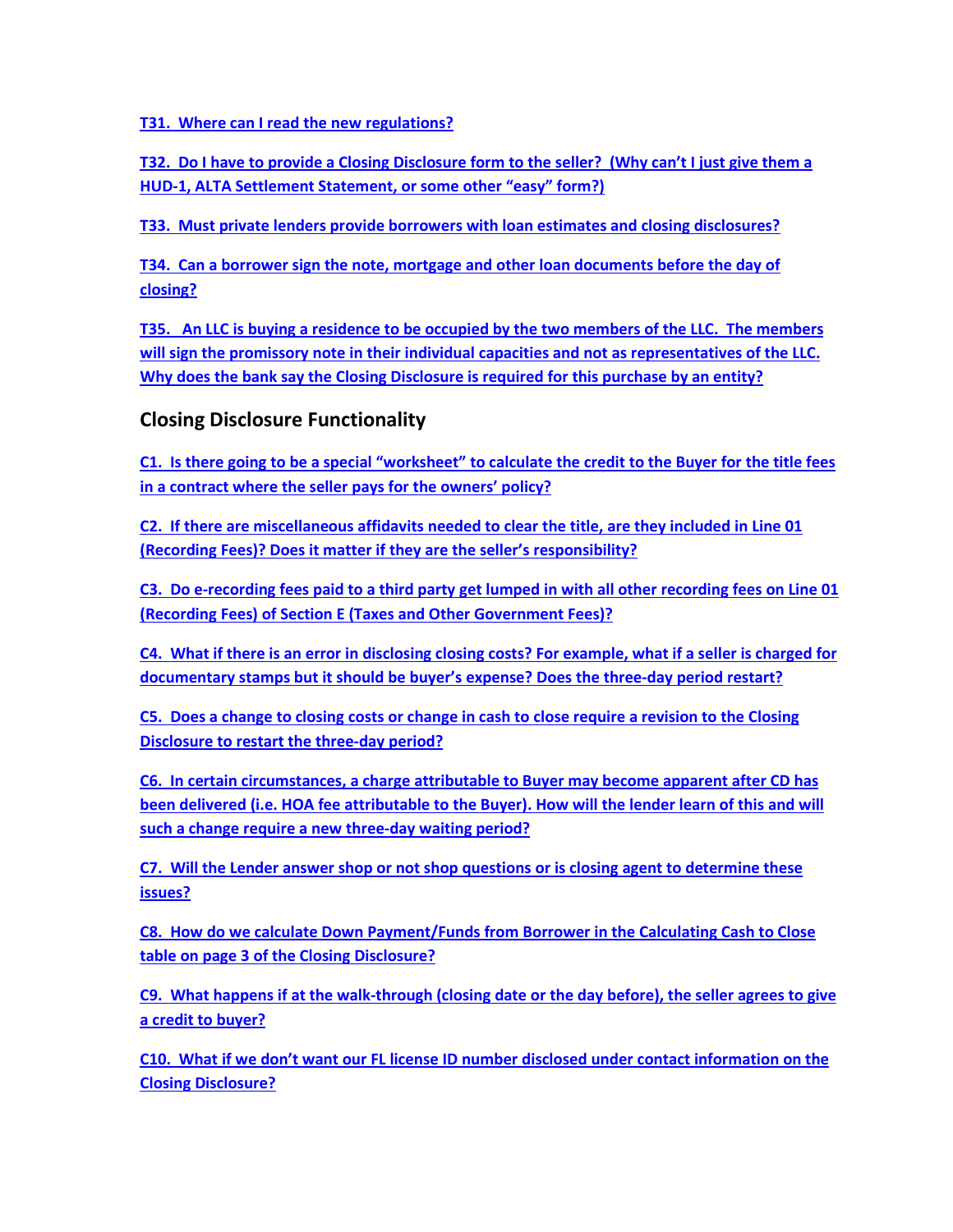T31. Where can I read the new regulations?

T32. Do I have to provide a Closing Disclosure form to the seller? (Why can't I just give them a HUD-1, ALTA Settlement Statement, or some other "easy" form?)

T33. Must private lenders provide borrowers with loan estimates and closing disclosures?

T34. Can a borrower sign the note, mortgage and other loan documents before the day of closing?

T35. An LLC is buying a residence to be occupied by the two members of the LLC. The members will sign the promissory note in their individual capacities and not as representatives of the LLC. Why does the bank say the Closing Disclosure is required for this purchase by an entity?

## Closing Disclosure Functionality

C1. Is there going to be a special "worksheet" to calculate the credit to the Buyer for the title fees in a contract where the seller pays for the owners' policy?

C2. If there are miscellaneous affidavits needed to clear the title, are they included in Line 01 (Recording Fees)? Does it matter if they are the seller's responsibility?

C3. Do e-recording fees paid to a third party get lumped in with all other recording fees on Line 01 (Recording Fees) of Section E (Taxes and Other Government Fees)?

C4. What if there is an error in disclosing closing costs? For example, what if a seller is charged for documentary stamps but it should be buyer's expense? Does the three-day period restart?

C5. Does a change to closing costs or change in cash to close require a revision to the Closing Disclosure to restart the three-day period?

C6. In certain circumstances, a charge attributable to Buyer may become apparent after CD has been delivered (i.e. HOA fee attributable to the Buyer). How will the lender learn of this and will such a change require a new three-day waiting period?

C7. Will the Lender answer shop or not shop questions or is closing agent to determine these issues?

C8. How do we calculate Down Payment/Funds from Borrower in the Calculating Cash to Close table on page 3 of the Closing Disclosure?

C9. What happens if at the walk-through (closing date or the day before), the seller agrees to give a credit to buyer?

C10. What if we don't want our FL license ID number disclosed under contact information on the Closing Disclosure?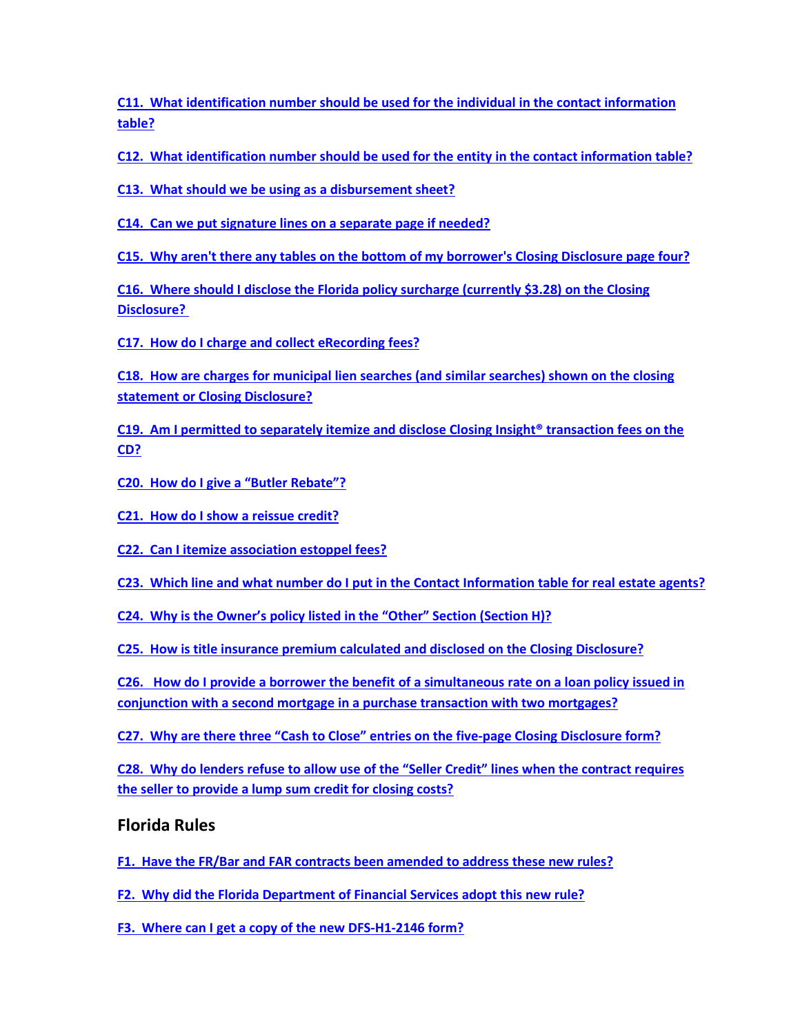C11. What identification number should be used for the individual in the contact information table?

C12. What identification number should be used for the entity in the contact information table?

C13. What should we be using as a disbursement sheet?

C14. Can we put signature lines on a separate page if needed?

C15. Why aren't there any tables on the bottom of my borrower's Closing Disclosure page four?

C16. Where should I disclose the Florida policy surcharge (currently $3.28) on the Closing Disclosure?

C17. How do I charge and collect eRecording fees?

C18. How are charges for municipal lien searches (and similar searches) shown on the closing statement or Closing Disclosure?

C19. Am I permitted to separately itemize and disclose Closing Insight® transaction fees on the CD?

C20. How do I give a "Butler Rebate"?

C21. How do I show a reissue credit?

C22. Can I itemize association estoppel fees?

C23. Which line and what number do I put in the Contact Information table for real estate agents?

C24. Why is the Owner's policy listed in the "Other" Section (Section H)?

C25. How is title insurance premium calculated and disclosed on the Closing Disclosure?

C26. How do I provide a borrower the benefit of a simultaneous rate on a loan policy issued in conjunction with a second mortgage in a purchase transaction with two mortgages?

C27. Why are there three "Cash to Close" entries on the five-page Closing Disclosure form?

C28. Why do lenders refuse to allow use of the "Seller Credit" lines when the contract requires the seller to provide a lump sum credit for closing costs?

## Florida Rules

F1. Have the FR/Bar and FAR contracts been amended to address these new rules?

F2. Why did the Florida Department of Financial Services adopt this new rule?

F3. Where can I get a copy of the new DFS-H1-2146 form?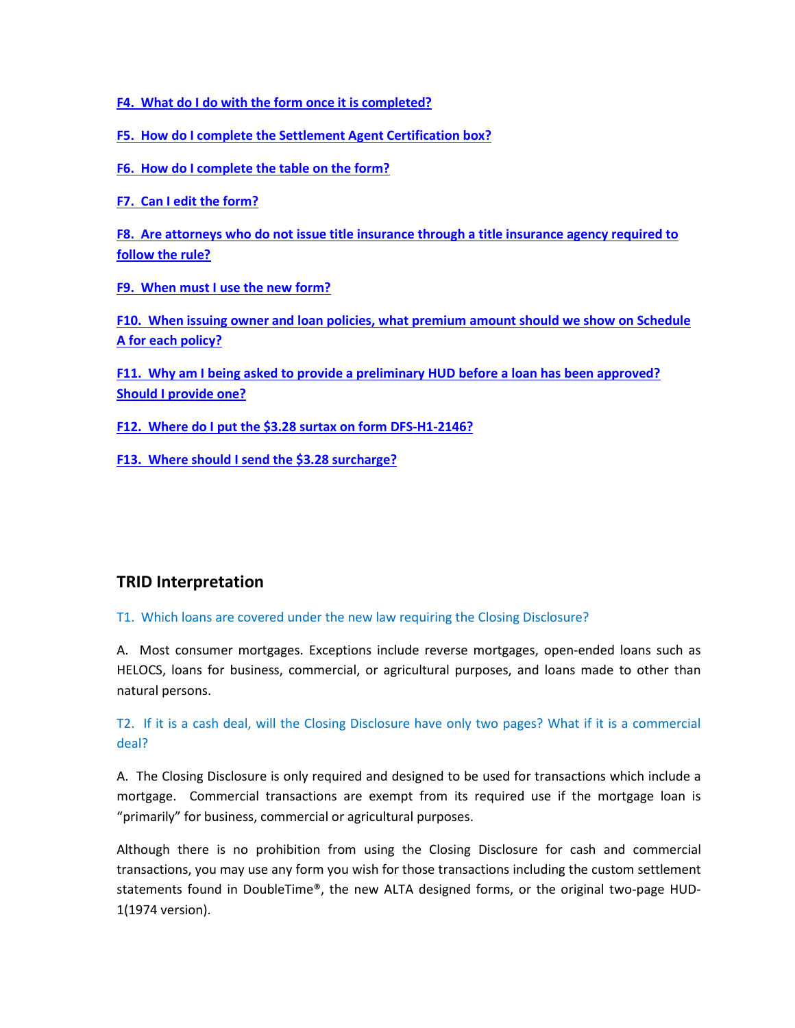**F4. What do I do with the form once it is completed?**

**F5. How do I complete the Settlement Agent Certification box?**

**F6. How do I complete the table on the form?**

**F7. Can I edit the form?**

**F8. Are attorneys who do not issue title insurance through a title insurance agency required to follow the rule?**

**F9. When must I use the new form?**

**F10. When issuing owner and loan policies, what premium amount should we show on Schedule A for each policy?**

**F11. Why am I being asked to provide a preliminary HUD before a loan has been approved? Should I provide one?**

**F12. Where do I put the $3.28 surtax on form DFS-H1-2146?**

**F13. Where should I send the $3.28 surcharge?**

## TRID Interpretation

T1. Which loans are covered under the new law requiring the Closing Disclosure?

A. Most consumer mortgages. Exceptions include reverse mortgages, open-ended loans such as HELOCS, loans for business, commercial, or agricultural purposes, and loans made to other than natural persons.

T2. If it is a cash deal, will the Closing Disclosure have only two pages? What if it is a commercial deal?

A. The Closing Disclosure is only required and designed to be used for transactions which include a mortgage. Commercial transactions are exempt from its required use if the mortgage loan is "primarily" for business, commercial or agricultural purposes.

Although there is no prohibition from using the Closing Disclosure for cash and commercial transactions, you may use any form you wish for those transactions including the custom settlement statements found in DoubleTime®, the new ALTA designed forms, or the original two-page HUD-1(1974 version).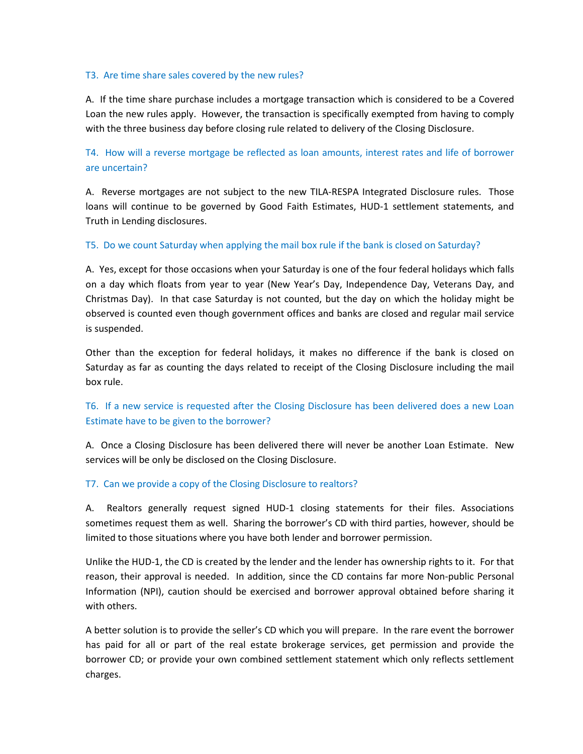### T3. Are time share sales covered by the new rules?

A. If the time share purchase includes a mortgage transaction which is considered to be a Covered Loan the new rules apply. However, the transaction is specifically exempted from having to comply with the three business day before closing rule related to delivery of the Closing Disclosure.

### T4. How will a reverse mortgage be reflected as loan amounts, interest rates and life of borrower are uncertain?

A. Reverse mortgages are not subject to the new TILA-RESPA Integrated Disclosure rules. Those loans will continue to be governed by Good Faith Estimates, HUD-1 settlement statements, and Truth in Lending disclosures.

### T5. Do we count Saturday when applying the mail box rule if the bank is closed on Saturday?

A. Yes, except for those occasions when your Saturday is one of the four federal holidays which falls on a day which floats from year to year (New Year's Day, Independence Day, Veterans Day, and Christmas Day). In that case Saturday is not counted, but the day on which the holiday might be observed is counted even though government offices and banks are closed and regular mail service is suspended.

Other than the exception for federal holidays, it makes no difference if the bank is closed on Saturday as far as counting the days related to receipt of the Closing Disclosure including the mail box rule.

### T6. If a new service is requested after the Closing Disclosure has been delivered does a new Loan Estimate have to be given to the borrower?

A. Once a Closing Disclosure has been delivered there will never be another Loan Estimate. New services will be only be disclosed on the Closing Disclosure.

### T7. Can we provide a copy of the Closing Disclosure to realtors?

A. Realtors generally request signed HUD-1 closing statements for their files. Associations sometimes request them as well. Sharing the borrower's CD with third parties, however, should be limited to those situations where you have both lender and borrower permission.

Unlike the HUD-1, the CD is created by the lender and the lender has ownership rights to it. For that reason, their approval is needed. In addition, since the CD contains far more Non-public Personal Information (NPI), caution should be exercised and borrower approval obtained before sharing it with others.

A better solution is to provide the seller's CD which you will prepare. In the rare event the borrower has paid for all or part of the real estate brokerage services, get permission and provide the borrower CD; or provide your own combined settlement statement which only reflects settlement charges.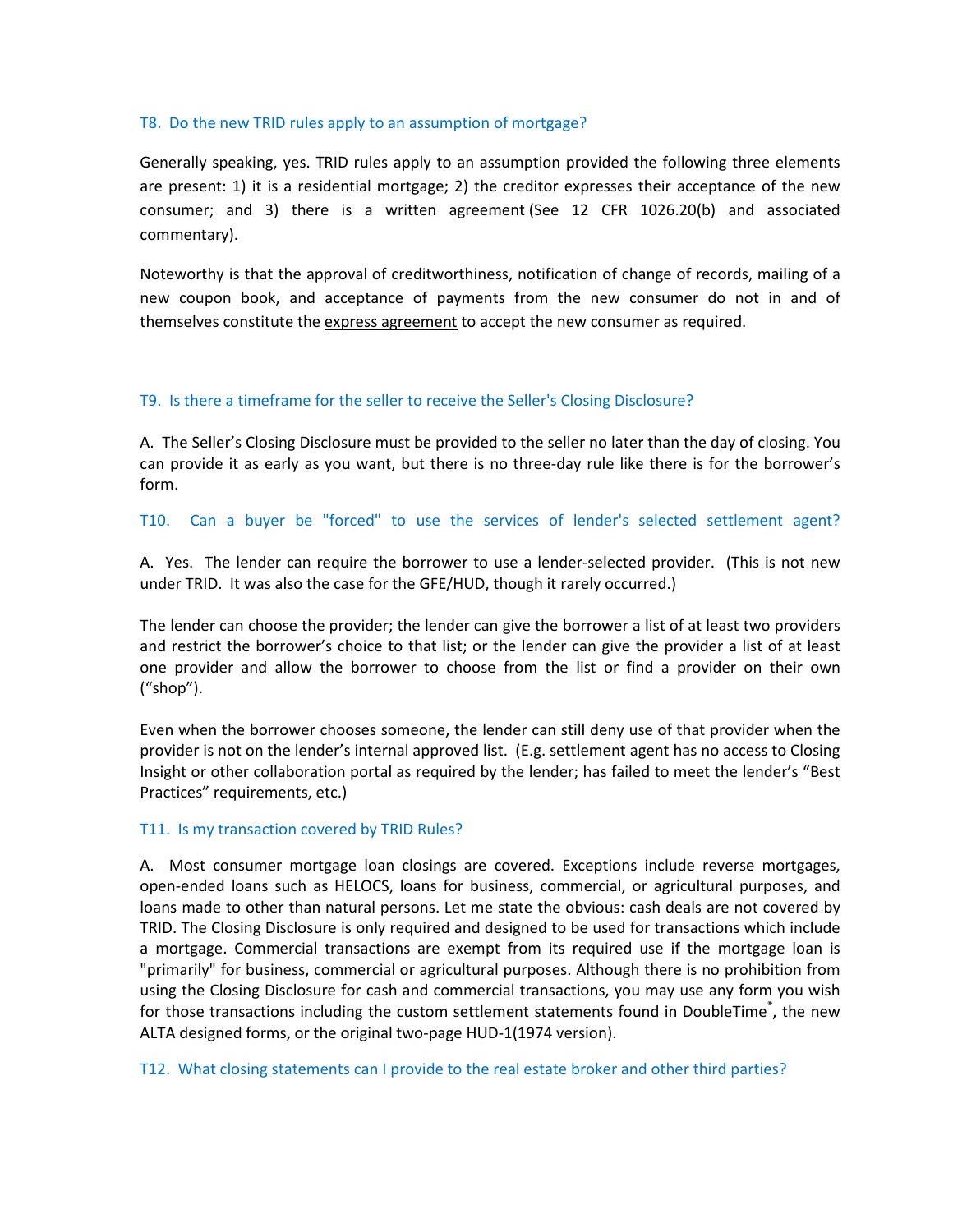### T8. Do the new TRID rules apply to an assumption of mortgage?

Generally speaking, yes. TRID rules apply to an assumption provided the following three elements are present: 1) it is a residential mortgage; 2) the creditor expresses their acceptance of the new consumer; and 3) there is a written agreement (See 12 CFR 1026.20(b) and associated commentary).

Noteworthy is that the approval of creditworthiness, notification of change of records, mailing of a new coupon book, and acceptance of payments from the new consumer do not in and of themselves constitute the express agreement to accept the new consumer as required.

### T9. Is there a timeframe for the seller to receive the Seller's Closing Disclosure?

A. The Seller's Closing Disclosure must be provided to the seller no later than the day of closing. You can provide it as early as you want, but there is no three-day rule like there is for the borrower's form.

### T10. Can a buyer be "forced" to use the services of lender's selected settlement agent?

A. Yes. The lender can require the borrower to use a lender-selected provider. (This is not new under TRID. It was also the case for the GFE/HUD, though it rarely occurred.)

The lender can choose the provider; the lender can give the borrower a list of at least two providers and restrict the borrower's choice to that list; or the lender can give the provider a list of at least one provider and allow the borrower to choose from the list or find a provider on their own ("shop").

Even when the borrower chooses someone, the lender can still deny use of that provider when the provider is not on the lender's internal approved list. (E.g. settlement agent has no access to Closing Insight or other collaboration portal as required by the lender; has failed to meet the lender's "Best Practices" requirements, etc.)

### T11. Is my transaction covered by TRID Rules?

A. Most consumer mortgage loan closings are covered. Exceptions include reverse mortgages, open-ended loans such as HELOCS, loans for business, commercial, or agricultural purposes, and loans made to other than natural persons. Let me state the obvious: cash deals are not covered by TRID. The Closing Disclosure is only required and designed to be used for transactions which include a mortgage. Commercial transactions are exempt from its required use if the mortgage loan is "primarily" for business, commercial or agricultural purposes. Although there is no prohibition from using the Closing Disclosure for cash and commercial transactions, you may use any form you wish for those transactions including the custom settlement statements found in DoubleTime®, the new ALTA designed forms, or the original two-page HUD-1(1974 version).

### T12. What closing statements can I provide to the real estate broker and other third parties?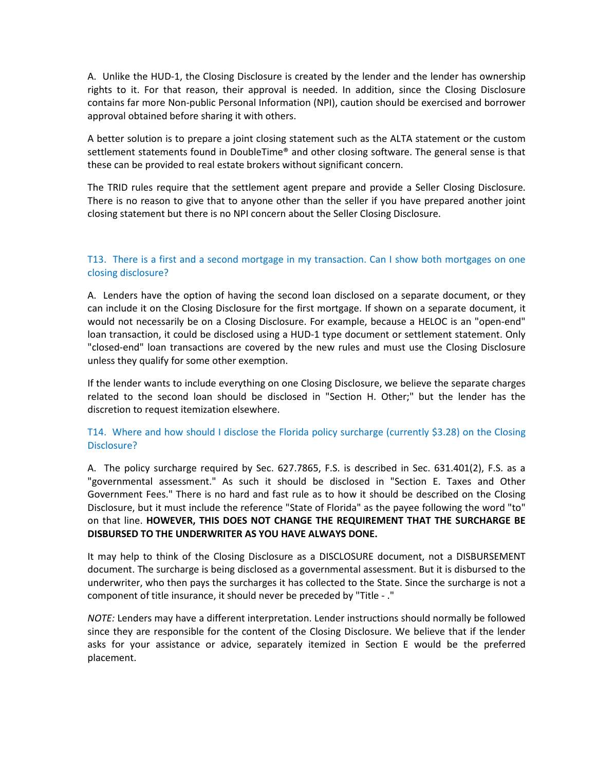A. Unlike the HUD-1, the Closing Disclosure is created by the lender and the lender has ownership rights to it. For that reason, their approval is needed. In addition, since the Closing Disclosure contains far more Non-public Personal Information (NPI), caution should be exercised and borrower approval obtained before sharing it with others.

A better solution is to prepare a joint closing statement such as the ALTA statement or the custom settlement statements found in DoubleTime® and other closing software. The general sense is that these can be provided to real estate brokers without significant concern.

The TRID rules require that the settlement agent prepare and provide a Seller Closing Disclosure. There is no reason to give that to anyone other than the seller if you have prepared another joint closing statement but there is no NPI concern about the Seller Closing Disclosure.

### T13. There is a first and a second mortgage in my transaction. Can I show both mortgages on one closing disclosure?

A. Lenders have the option of having the second loan disclosed on a separate document, or they can include it on the Closing Disclosure for the first mortgage. If shown on a separate document, it would not necessarily be on a Closing Disclosure. For example, because a HELOC is an "open-end" loan transaction, it could be disclosed using a HUD-1 type document or settlement statement. Only "closed-end" loan transactions are covered by the new rules and must use the Closing Disclosure unless they qualify for some other exemption.

If the lender wants to include everything on one Closing Disclosure, we believe the separate charges related to the second loan should be disclosed in "Section H. Other;" but the lender has the discretion to request itemization elsewhere.

### T14. Where and how should I disclose the Florida policy surcharge (currently $3.28) on the Closing Disclosure?

A. The policy surcharge required by Sec. 627.7865, F.S. is described in Sec. 631.401(2), F.S. as a "governmental assessment." As such it should be disclosed in "Section E. Taxes and Other Government Fees." There is no hard and fast rule as to how it should be described on the Closing Disclosure, but it must include the reference "State of Florida" as the payee following the word "to" on that line. **HOWEVER, THIS DOES NOT CHANGE THE REQUIREMENT THAT THE SURCHARGE BE DISBURSED TO THE UNDERWRITER AS YOU HAVE ALWAYS DONE.**

It may help to think of the Closing Disclosure as a DISCLOSURE document, not a DISBURSEMENT document. The surcharge is being disclosed as a governmental assessment. But it is disbursed to the underwriter, who then pays the surcharges it has collected to the State. Since the surcharge is not a component of title insurance, it should never be preceded by "Title - ."

*NOTE:* Lenders may have a different interpretation. Lender instructions should normally be followed since they are responsible for the content of the Closing Disclosure. We believe that if the lender asks for your assistance or advice, separately itemized in Section E would be the preferred placement.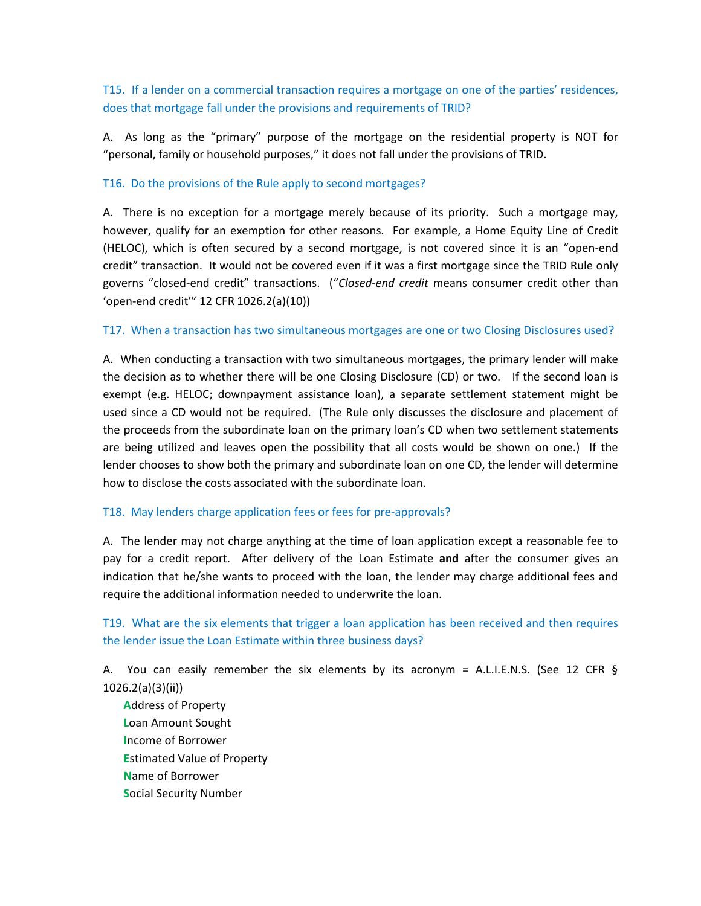### T15. If a lender on a commercial transaction requires a mortgage on one of the parties' residences, does that mortgage fall under the provisions and requirements of TRID?

A. As long as the "primary" purpose of the mortgage on the residential property is NOT for "personal, family or household purposes," it does not fall under the provisions of TRID.

### T16. Do the provisions of the Rule apply to second mortgages?

A. There is no exception for a mortgage merely because of its priority. Such a mortgage may, however, qualify for an exemption for other reasons. For example, a Home Equity Line of Credit (HELOC), which is often secured by a second mortgage, is not covered since it is an "open-end credit" transaction. It would not be covered even if it was a first mortgage since the TRID Rule only governs "closed-end credit" transactions. ("*Closed-end credit* means consumer credit other than 'open-end credit'" 12 CFR 1026.2(a)(10))

### T17. When a transaction has two simultaneous mortgages are one or two Closing Disclosures used?

A. When conducting a transaction with two simultaneous mortgages, the primary lender will make the decision as to whether there will be one Closing Disclosure (CD) or two. If the second loan is exempt (e.g. HELOC; downpayment assistance loan), a separate settlement statement might be used since a CD would not be required. (The Rule only discusses the disclosure and placement of the proceeds from the subordinate loan on the primary loan's CD when two settlement statements are being utilized and leaves open the possibility that all costs would be shown on one.) If the lender chooses to show both the primary and subordinate loan on one CD, the lender will determine how to disclose the costs associated with the subordinate loan.

### T18. May lenders charge application fees or fees for pre-approvals?

A. The lender may not charge anything at the time of loan application except a reasonable fee to pay for a credit report. After delivery of the Loan Estimate **and** after the consumer gives an indication that he/she wants to proceed with the loan, the lender may charge additional fees and require the additional information needed to underwrite the loan.

### T19. What are the six elements that trigger a loan application has been received and then requires the lender issue the Loan Estimate within three business days?

A. You can easily remember the six elements by its acronym = A.L.I.E.N.S. (See 12 CFR § 1026.2(a)(3)(ii))

- **A**ddress of Property
- **L**oan Amount Sought
- **I**ncome of Borrower
- **E**stimated Value of Property
- **N**ame of Borrower
- **S**ocial Security Number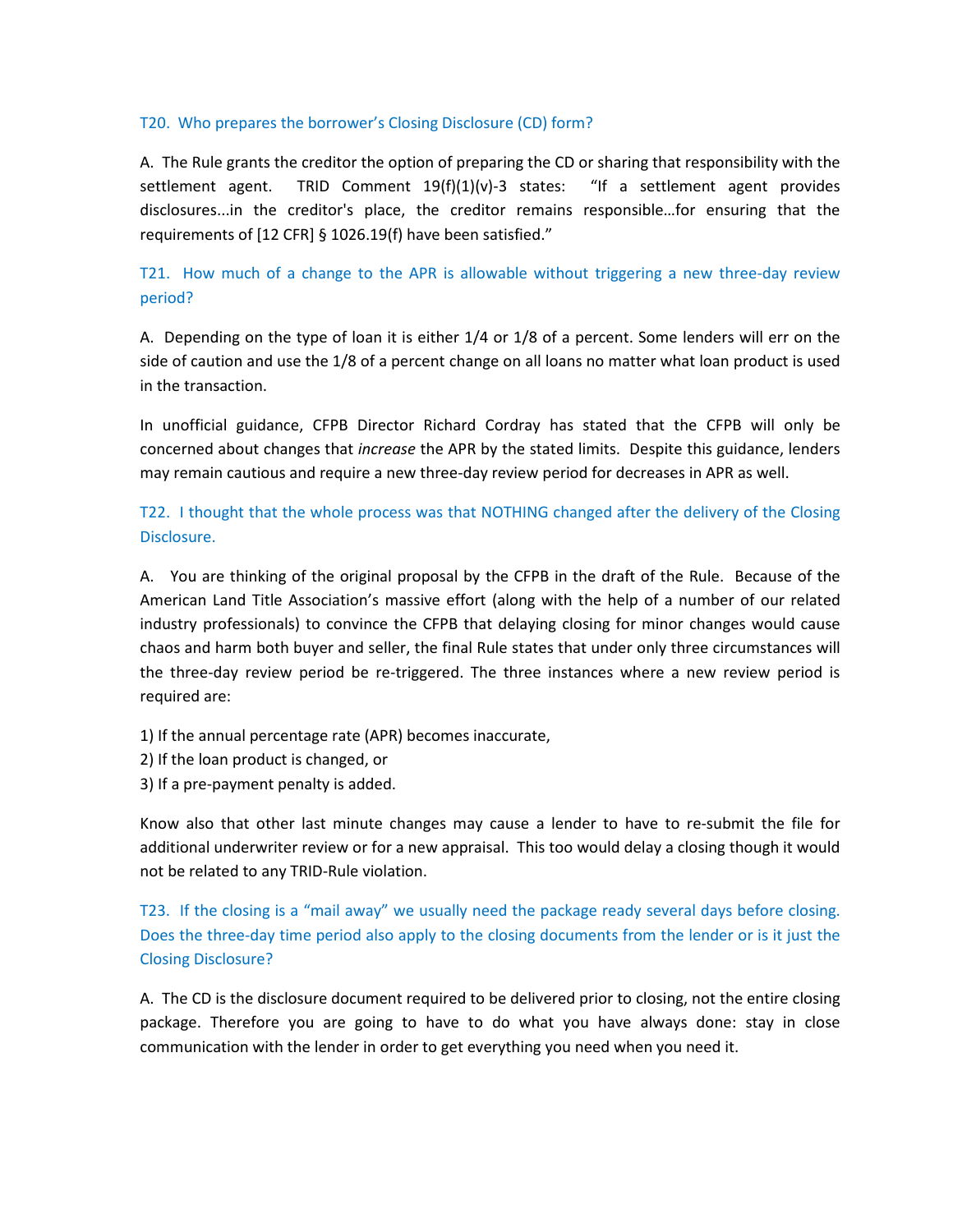### T20. Who prepares the borrower's Closing Disclosure (CD) form?

A. The Rule grants the creditor the option of preparing the CD or sharing that responsibility with the settlement agent. TRID Comment 19(f)(1)(v)-3 states: "If a settlement agent provides disclosures...in the creditor's place, the creditor remains responsible…for ensuring that the requirements of [12 CFR] § 1026.19(f) have been satisfied."

### T21. How much of a change to the APR is allowable without triggering a new three-day review period?

A. Depending on the type of loan it is either 1/4 or 1/8 of a percent. Some lenders will err on the side of caution and use the 1/8 of a percent change on all loans no matter what loan product is used in the transaction.

In unofficial guidance, CFPB Director Richard Cordray has stated that the CFPB will only be concerned about changes that *increase* the APR by the stated limits. Despite this guidance, lenders may remain cautious and require a new three-day review period for decreases in APR as well.

### T22. I thought that the whole process was that NOTHING changed after the delivery of the Closing Disclosure.

A. You are thinking of the original proposal by the CFPB in the draft of the Rule. Because of the American Land Title Association's massive effort (along with the help of a number of our related industry professionals) to convince the CFPB that delaying closing for minor changes would cause chaos and harm both buyer and seller, the final Rule states that under only three circumstances will the three-day review period be re-triggered. The three instances where a new review period is required are:

1) If the annual percentage rate (APR) becomes inaccurate,
2) If the loan product is changed, or
3) If a pre-payment penalty is added.

Know also that other last minute changes may cause a lender to have to re-submit the file for additional underwriter review or for a new appraisal. This too would delay a closing though it would not be related to any TRID-Rule violation.

### T23. If the closing is a "mail away" we usually need the package ready several days before closing. Does the three-day time period also apply to the closing documents from the lender or is it just the Closing Disclosure?

A. The CD is the disclosure document required to be delivered prior to closing, not the entire closing package. Therefore you are going to have to do what you have always done: stay in close communication with the lender in order to get everything you need when you need it.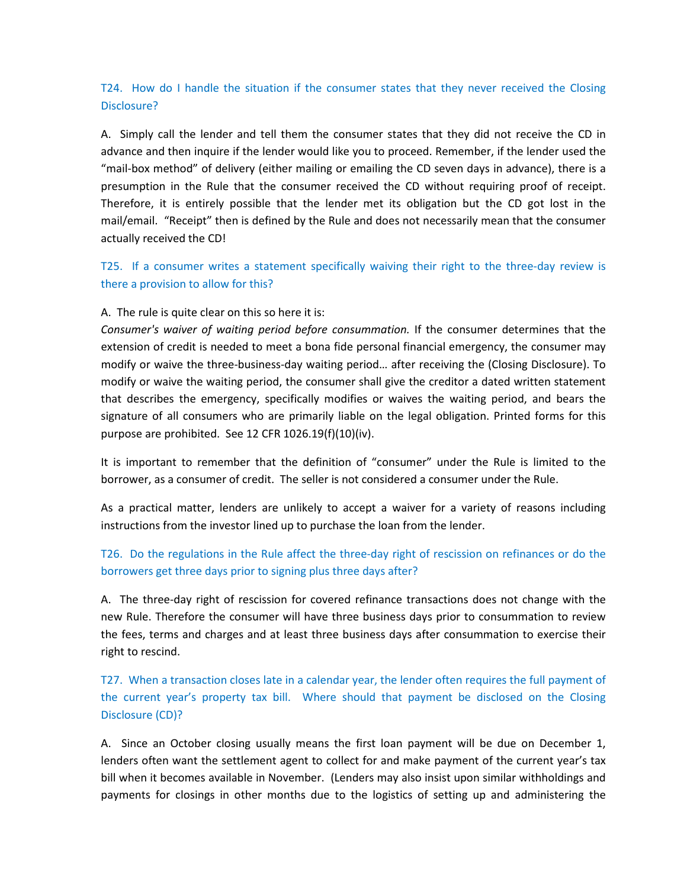### T24. How do I handle the situation if the consumer states that they never received the Closing Disclosure?

A. Simply call the lender and tell them the consumer states that they did not receive the CD in advance and then inquire if the lender would like you to proceed. Remember, if the lender used the "mail-box method" of delivery (either mailing or emailing the CD seven days in advance), there is a presumption in the Rule that the consumer received the CD without requiring proof of receipt. Therefore, it is entirely possible that the lender met its obligation but the CD got lost in the mail/email. "Receipt" then is defined by the Rule and does not necessarily mean that the consumer actually received the CD!

### T25. If a consumer writes a statement specifically waiving their right to the three-day review is there a provision to allow for this?

A. The rule is quite clear on this so here it is:
*Consumer's waiver of waiting period before consummation.* If the consumer determines that the extension of credit is needed to meet a bona fide personal financial emergency, the consumer may modify or waive the three-business-day waiting period… after receiving the (Closing Disclosure). To modify or waive the waiting period, the consumer shall give the creditor a dated written statement that describes the emergency, specifically modifies or waives the waiting period, and bears the signature of all consumers who are primarily liable on the legal obligation. Printed forms for this purpose are prohibited. See 12 CFR 1026.19(f)(10)(iv).

It is important to remember that the definition of "consumer" under the Rule is limited to the borrower, as a consumer of credit. The seller is not considered a consumer under the Rule.

As a practical matter, lenders are unlikely to accept a waiver for a variety of reasons including instructions from the investor lined up to purchase the loan from the lender.

### T26. Do the regulations in the Rule affect the three-day right of rescission on refinances or do the borrowers get three days prior to signing plus three days after?

A. The three-day right of rescission for covered refinance transactions does not change with the new Rule. Therefore the consumer will have three business days prior to consummation to review the fees, terms and charges and at least three business days after consummation to exercise their right to rescind.

### T27. When a transaction closes late in a calendar year, the lender often requires the full payment of the current year's property tax bill. Where should that payment be disclosed on the Closing Disclosure (CD)?

A. Since an October closing usually means the first loan payment will be due on December 1, lenders often want the settlement agent to collect for and make payment of the current year's tax bill when it becomes available in November. (Lenders may also insist upon similar withholdings and payments for closings in other months due to the logistics of setting up and administering the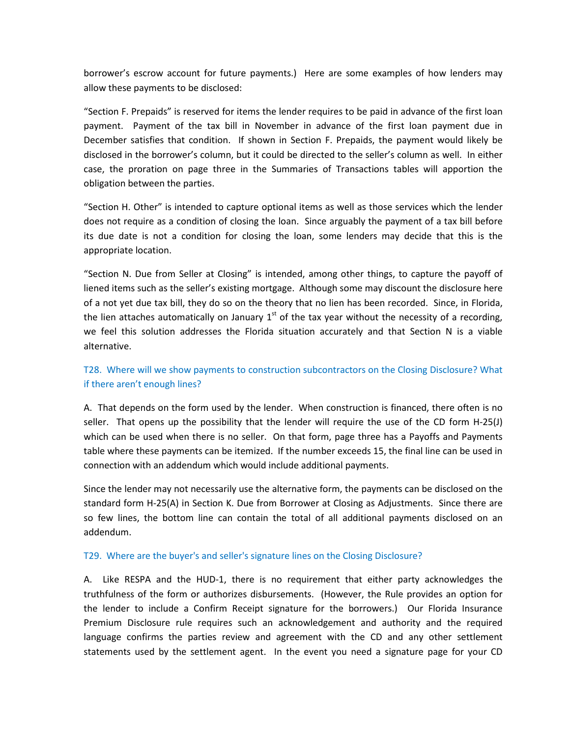borrower's escrow account for future payments.) Here are some examples of how lenders may allow these payments to be disclosed:

"Section F. Prepaids" is reserved for items the lender requires to be paid in advance of the first loan payment. Payment of the tax bill in November in advance of the first loan payment due in December satisfies that condition. If shown in Section F. Prepaids, the payment would likely be disclosed in the borrower's column, but it could be directed to the seller's column as well. In either case, the proration on page three in the Summaries of Transactions tables will apportion the obligation between the parties.

"Section H. Other" is intended to capture optional items as well as those services which the lender does not require as a condition of closing the loan. Since arguably the payment of a tax bill before its due date is not a condition for closing the loan, some lenders may decide that this is the appropriate location.

"Section N. Due from Seller at Closing" is intended, among other things, to capture the payoff of liened items such as the seller's existing mortgage. Although some may discount the disclosure here of a not yet due tax bill, they do so on the theory that no lien has been recorded. Since, in Florida, the lien attaches automatically on January 1st of the tax year without the necessity of a recording, we feel this solution addresses the Florida situation accurately and that Section N is a viable alternative.

### T28. Where will we show payments to construction subcontractors on the Closing Disclosure? What if there aren't enough lines?

A. That depends on the form used by the lender. When construction is financed, there often is no seller. That opens up the possibility that the lender will require the use of the CD form H-25(J) which can be used when there is no seller. On that form, page three has a Payoffs and Payments table where these payments can be itemized. If the number exceeds 15, the final line can be used in connection with an addendum which would include additional payments.

Since the lender may not necessarily use the alternative form, the payments can be disclosed on the standard form H-25(A) in Section K. Due from Borrower at Closing as Adjustments. Since there are so few lines, the bottom line can contain the total of all additional payments disclosed on an addendum.

### T29. Where are the buyer's and seller's signature lines on the Closing Disclosure?

A. Like RESPA and the HUD-1, there is no requirement that either party acknowledges the truthfulness of the form or authorizes disbursements. (However, the Rule provides an option for the lender to include a Confirm Receipt signature for the borrowers.) Our Florida Insurance Premium Disclosure rule requires such an acknowledgement and authority and the required language confirms the parties review and agreement with the CD and any other settlement statements used by the settlement agent. In the event you need a signature page for your CD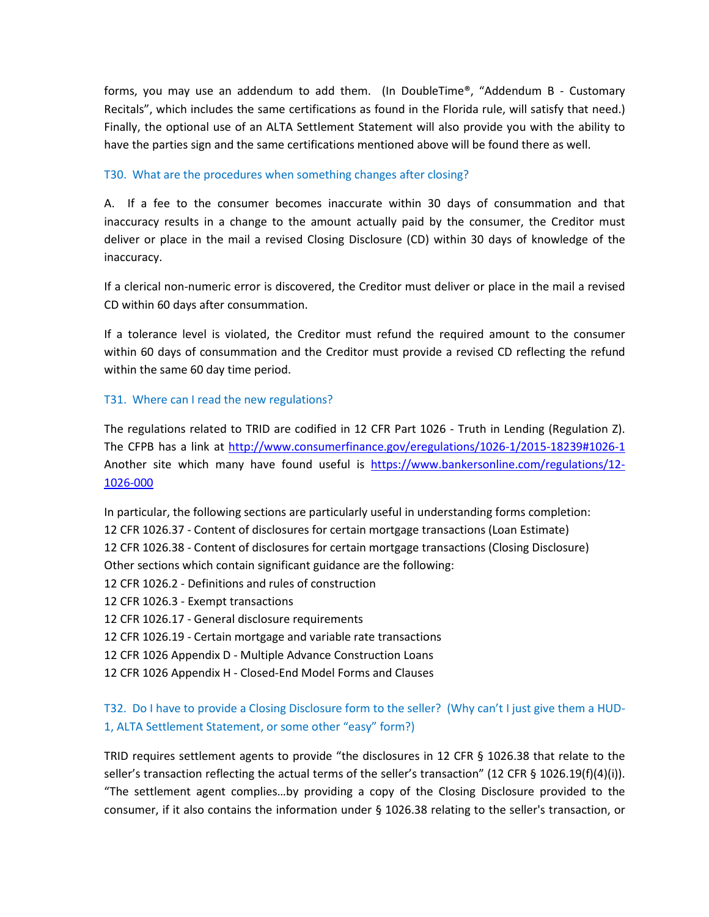forms, you may use an addendum to add them. (In DoubleTime®, "Addendum B - Customary Recitals", which includes the same certifications as found in the Florida rule, will satisfy that need.) Finally, the optional use of an ALTA Settlement Statement will also provide you with the ability to have the parties sign and the same certifications mentioned above will be found there as well.

### T30. What are the procedures when something changes after closing?

A. If a fee to the consumer becomes inaccurate within 30 days of consummation and that inaccuracy results in a change to the amount actually paid by the consumer, the Creditor must deliver or place in the mail a revised Closing Disclosure (CD) within 30 days of knowledge of the inaccuracy.

If a clerical non-numeric error is discovered, the Creditor must deliver or place in the mail a revised CD within 60 days after consummation.

If a tolerance level is violated, the Creditor must refund the required amount to the consumer within 60 days of consummation and the Creditor must provide a revised CD reflecting the refund within the same 60 day time period.

### T31. Where can I read the new regulations?

The regulations related to TRID are codified in 12 CFR Part 1026 - Truth in Lending (Regulation Z). The CFPB has a link at [http://www.consumerfinance.gov/eregulations/1026-1/2015-18239#1026-1](http://www.consumerfinance.gov/eregulations/1026-1/2015-18239#1026-1) Another site which many have found useful is [https://www.bankersonline.com/regulations/12-1026-000](https://www.bankersonline.com/regulations/12-1026-000)

In particular, the following sections are particularly useful in understanding forms completion:
12 CFR 1026.37 - Content of disclosures for certain mortgage transactions (Loan Estimate)
12 CFR 1026.38 - Content of disclosures for certain mortgage transactions (Closing Disclosure)
Other sections which contain significant guidance are the following:
12 CFR 1026.2 - Definitions and rules of construction
12 CFR 1026.3 - Exempt transactions
12 CFR 1026.17 - General disclosure requirements
12 CFR 1026.19 - Certain mortgage and variable rate transactions
12 CFR 1026 Appendix D - Multiple Advance Construction Loans
12 CFR 1026 Appendix H - Closed-End Model Forms and Clauses

### T32. Do I have to provide a Closing Disclosure form to the seller? (Why can't I just give them a HUD-1, ALTA Settlement Statement, or some other "easy" form?)

TRID requires settlement agents to provide "the disclosures in 12 CFR § 1026.38 that relate to the seller's transaction reflecting the actual terms of the seller's transaction" (12 CFR § 1026.19(f)(4)(i)). "The settlement agent complies…by providing a copy of the Closing Disclosure provided to the consumer, if it also contains the information under § 1026.38 relating to the seller's transaction, or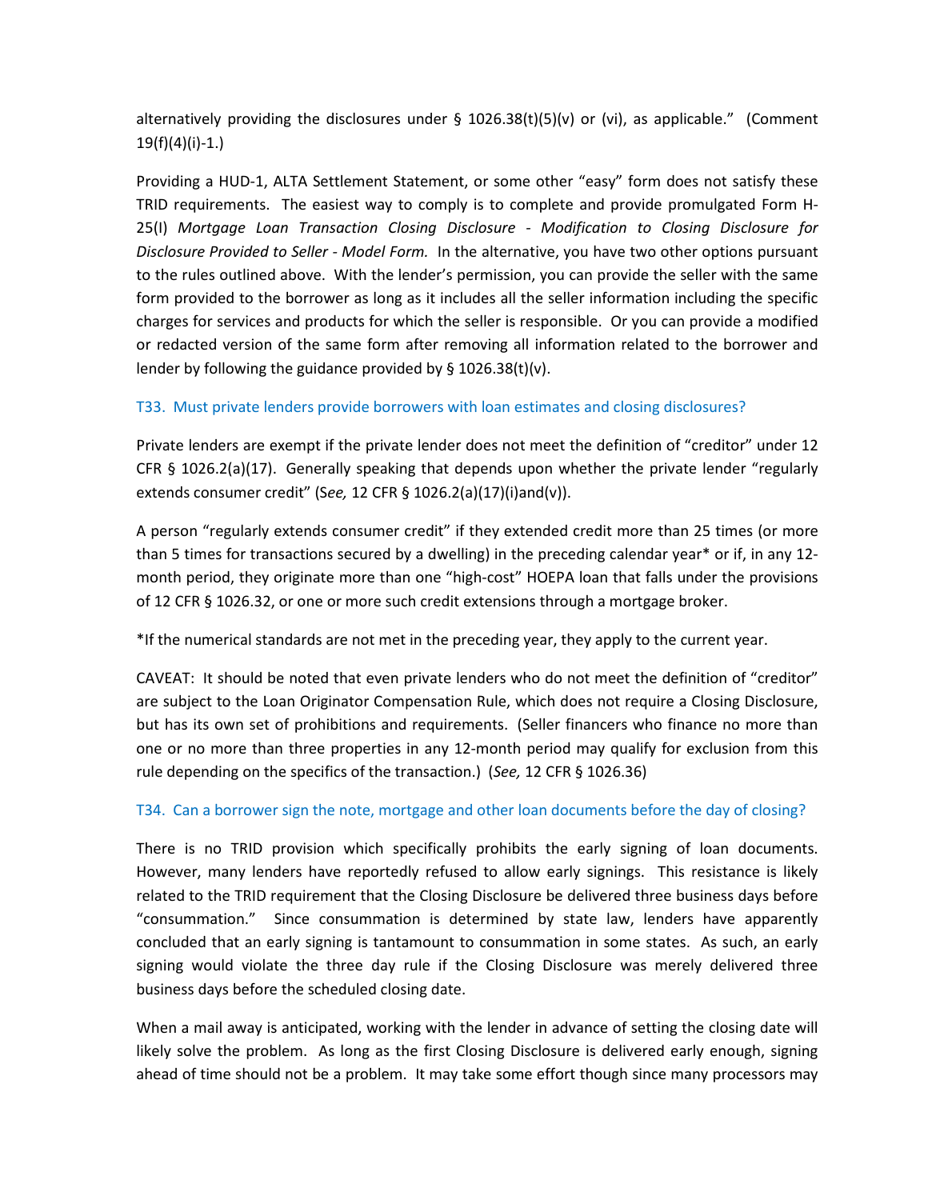alternatively providing the disclosures under § 1026.38(t)(5)(v) or (vi), as applicable." (Comment 19(f)(4)(i)-1.)

Providing a HUD-1, ALTA Settlement Statement, or some other "easy" form does not satisfy these TRID requirements. The easiest way to comply is to complete and provide promulgated Form H-25(I) *Mortgage Loan Transaction Closing Disclosure - Modification to Closing Disclosure for Disclosure Provided to Seller - Model Form.* In the alternative, you have two other options pursuant to the rules outlined above. With the lender's permission, you can provide the seller with the same form provided to the borrower as long as it includes all the seller information including the specific charges for services and products for which the seller is responsible. Or you can provide a modified or redacted version of the same form after removing all information related to the borrower and lender by following the guidance provided by § 1026.38(t)(v).

### T33. Must private lenders provide borrowers with loan estimates and closing disclosures?

Private lenders are exempt if the private lender does not meet the definition of "creditor" under 12 CFR § 1026.2(a)(17). Generally speaking that depends upon whether the private lender "regularly extends consumer credit" (S*ee,* 12 CFR § 1026.2(a)(17)(i)and(v)).

A person "regularly extends consumer credit" if they extended credit more than 25 times (or more than 5 times for transactions secured by a dwelling) in the preceding calendar year* or if, in any 12-month period, they originate more than one "high-cost" HOEPA loan that falls under the provisions of 12 CFR § 1026.32, or one or more such credit extensions through a mortgage broker.

*If the numerical standards are not met in the preceding year, they apply to the current year.

CAVEAT: It should be noted that even private lenders who do not meet the definition of "creditor" are subject to the Loan Originator Compensation Rule, which does not require a Closing Disclosure, but has its own set of prohibitions and requirements. (Seller financers who finance no more than one or no more than three properties in any 12-month period may qualify for exclusion from this rule depending on the specifics of the transaction.) (*See,* 12 CFR § 1026.36)

### T34. Can a borrower sign the note, mortgage and other loan documents before the day of closing?

There is no TRID provision which specifically prohibits the early signing of loan documents. However, many lenders have reportedly refused to allow early signings. This resistance is likely related to the TRID requirement that the Closing Disclosure be delivered three business days before "consummation." Since consummation is determined by state law, lenders have apparently concluded that an early signing is tantamount to consummation in some states. As such, an early signing would violate the three day rule if the Closing Disclosure was merely delivered three business days before the scheduled closing date.

When a mail away is anticipated, working with the lender in advance of setting the closing date will likely solve the problem. As long as the first Closing Disclosure is delivered early enough, signing ahead of time should not be a problem. It may take some effort though since many processors may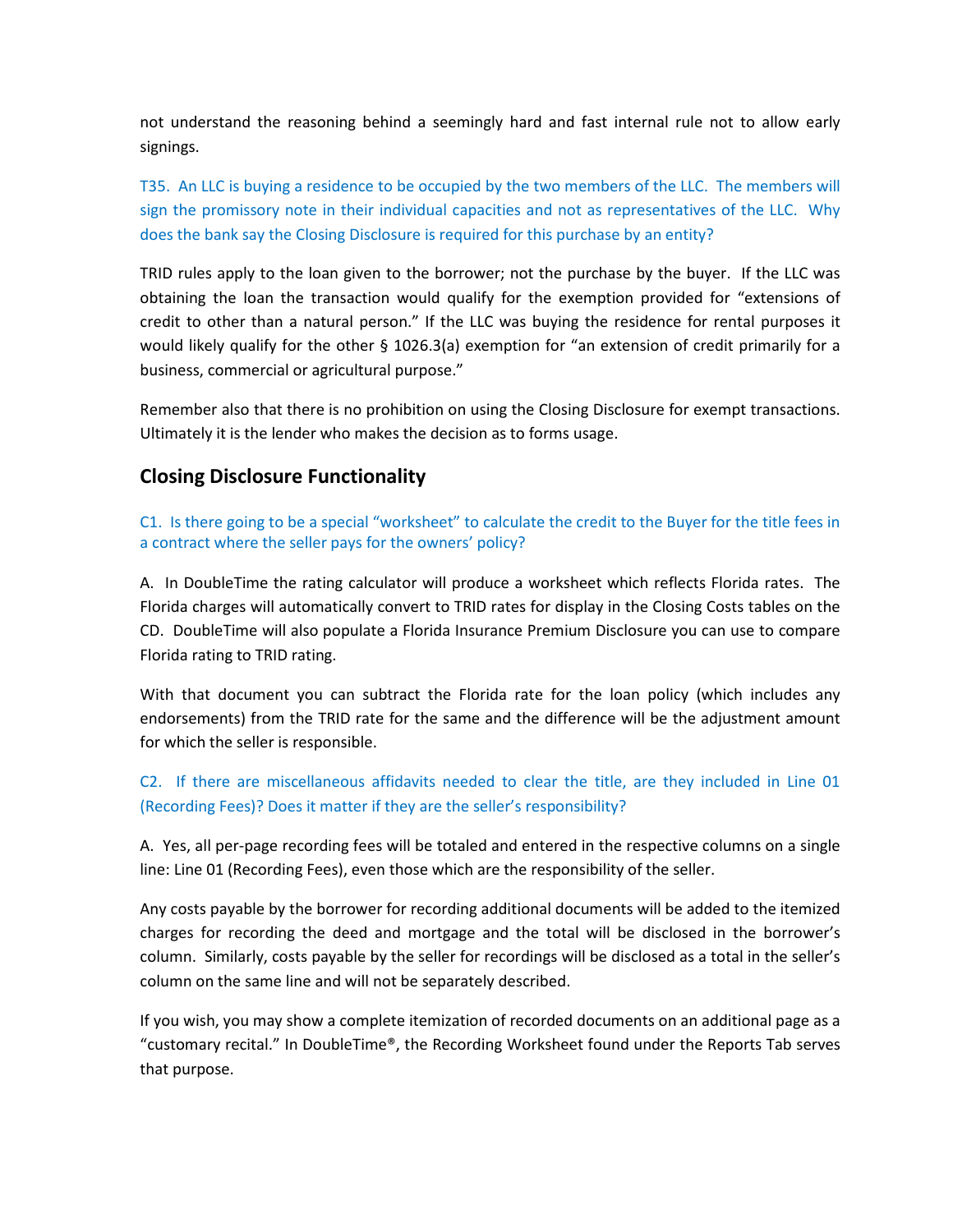not understand the reasoning behind a seemingly hard and fast internal rule not to allow early signings.

T35. An LLC is buying a residence to be occupied by the two members of the LLC. The members will sign the promissory note in their individual capacities and not as representatives of the LLC. Why does the bank say the Closing Disclosure is required for this purchase by an entity?

TRID rules apply to the loan given to the borrower; not the purchase by the buyer. If the LLC was obtaining the loan the transaction would qualify for the exemption provided for "extensions of credit to other than a natural person." If the LLC was buying the residence for rental purposes it would likely qualify for the other § 1026.3(a) exemption for "an extension of credit primarily for a business, commercial or agricultural purpose."

Remember also that there is no prohibition on using the Closing Disclosure for exempt transactions. Ultimately it is the lender who makes the decision as to forms usage.

## Closing Disclosure Functionality

C1. Is there going to be a special "worksheet" to calculate the credit to the Buyer for the title fees in a contract where the seller pays for the owners' policy?

A. In DoubleTime the rating calculator will produce a worksheet which reflects Florida rates. The Florida charges will automatically convert to TRID rates for display in the Closing Costs tables on the CD. DoubleTime will also populate a Florida Insurance Premium Disclosure you can use to compare Florida rating to TRID rating.

With that document you can subtract the Florida rate for the loan policy (which includes any endorsements) from the TRID rate for the same and the difference will be the adjustment amount for which the seller is responsible.

C2. If there are miscellaneous affidavits needed to clear the title, are they included in Line 01 (Recording Fees)? Does it matter if they are the seller's responsibility?

A. Yes, all per-page recording fees will be totaled and entered in the respective columns on a single line: Line 01 (Recording Fees), even those which are the responsibility of the seller.

Any costs payable by the borrower for recording additional documents will be added to the itemized charges for recording the deed and mortgage and the total will be disclosed in the borrower's column. Similarly, costs payable by the seller for recordings will be disclosed as a total in the seller's column on the same line and will not be separately described.

If you wish, you may show a complete itemization of recorded documents on an additional page as a "customary recital." In DoubleTime®, the Recording Worksheet found under the Reports Tab serves that purpose.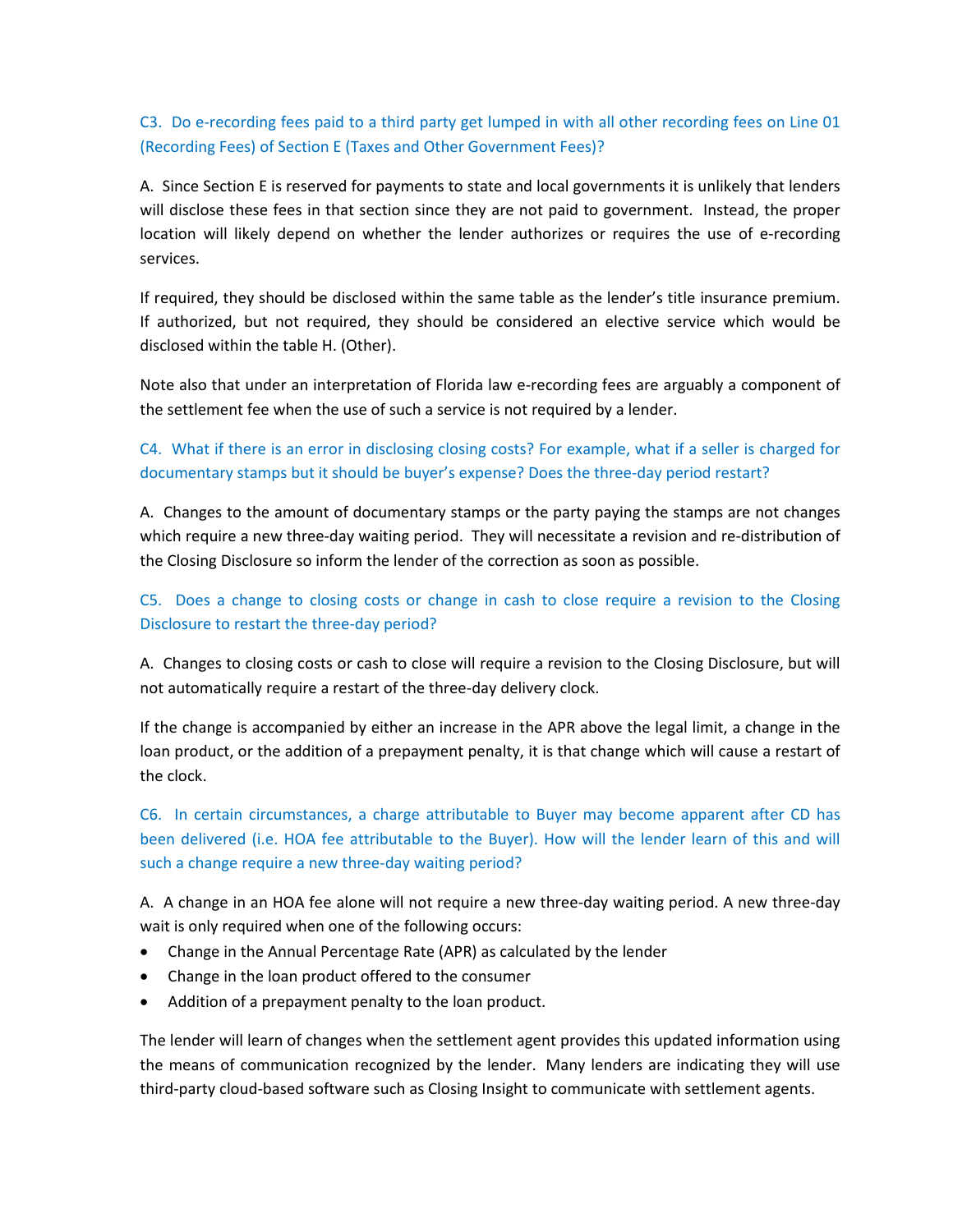C3. Do e-recording fees paid to a third party get lumped in with all other recording fees on Line 01 (Recording Fees) of Section E (Taxes and Other Government Fees)?

A. Since Section E is reserved for payments to state and local governments it is unlikely that lenders will disclose these fees in that section since they are not paid to government. Instead, the proper location will likely depend on whether the lender authorizes or requires the use of e-recording services.

If required, they should be disclosed within the same table as the lender's title insurance premium. If authorized, but not required, they should be considered an elective service which would be disclosed within the table H. (Other).

Note also that under an interpretation of Florida law e-recording fees are arguably a component of the settlement fee when the use of such a service is not required by a lender.

C4. What if there is an error in disclosing closing costs? For example, what if a seller is charged for documentary stamps but it should be buyer's expense? Does the three-day period restart?

A. Changes to the amount of documentary stamps or the party paying the stamps are not changes which require a new three-day waiting period. They will necessitate a revision and re-distribution of the Closing Disclosure so inform the lender of the correction as soon as possible.

C5. Does a change to closing costs or change in cash to close require a revision to the Closing Disclosure to restart the three-day period?

A. Changes to closing costs or cash to close will require a revision to the Closing Disclosure, but will not automatically require a restart of the three-day delivery clock.

If the change is accompanied by either an increase in the APR above the legal limit, a change in the loan product, or the addition of a prepayment penalty, it is that change which will cause a restart of the clock.

C6. In certain circumstances, a charge attributable to Buyer may become apparent after CD has been delivered (i.e. HOA fee attributable to the Buyer). How will the lender learn of this and will such a change require a new three-day waiting period?

A. A change in an HOA fee alone will not require a new three-day waiting period. A new three-day wait is only required when one of the following occurs:

- Change in the Annual Percentage Rate (APR) as calculated by the lender
- Change in the loan product offered to the consumer
- Addition of a prepayment penalty to the loan product.

The lender will learn of changes when the settlement agent provides this updated information using the means of communication recognized by the lender. Many lenders are indicating they will use third-party cloud-based software such as Closing Insight to communicate with settlement agents.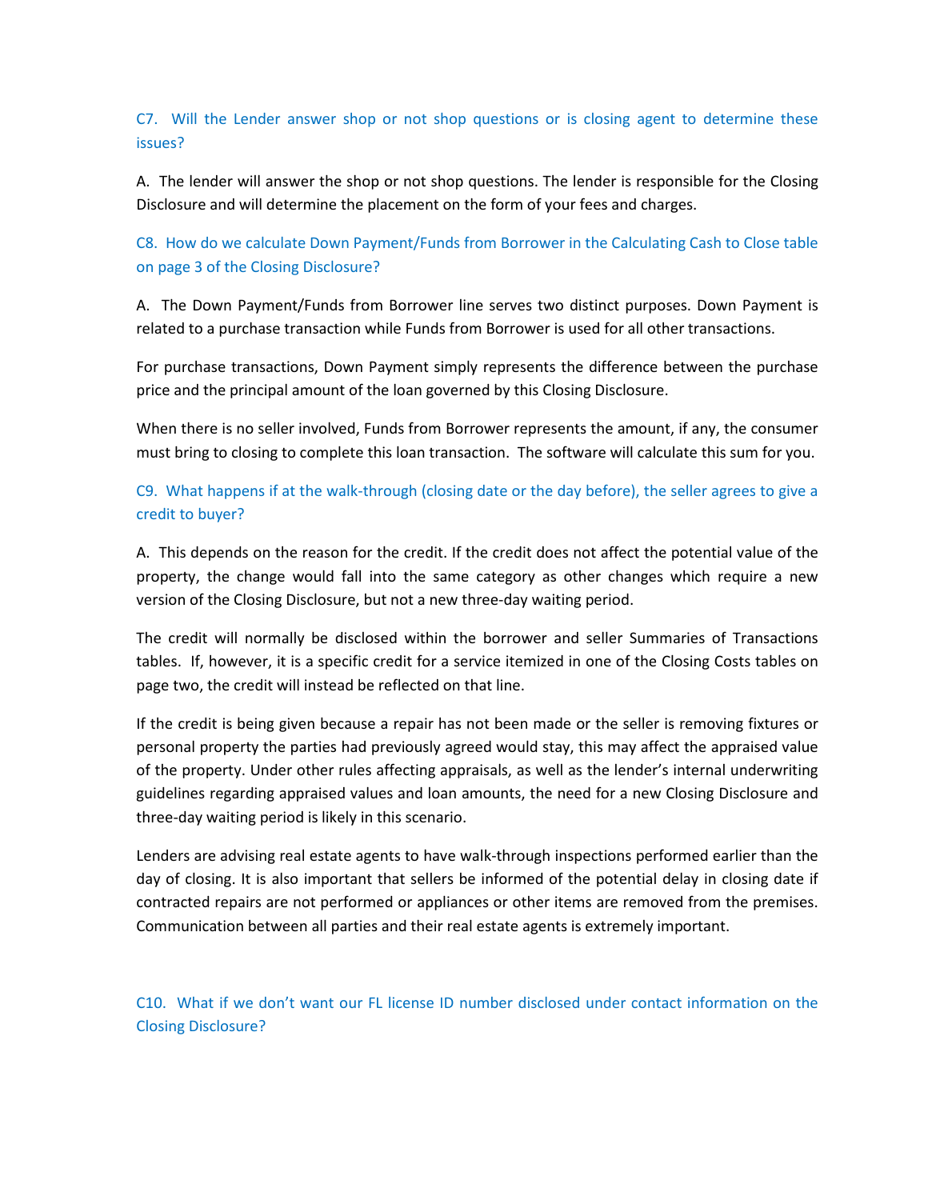### C7. Will the Lender answer shop or not shop questions or is closing agent to determine these issues?

A. The lender will answer the shop or not shop questions. The lender is responsible for the Closing Disclosure and will determine the placement on the form of your fees and charges.

### C8. How do we calculate Down Payment/Funds from Borrower in the Calculating Cash to Close table on page 3 of the Closing Disclosure?

A. The Down Payment/Funds from Borrower line serves two distinct purposes. Down Payment is related to a purchase transaction while Funds from Borrower is used for all other transactions.

For purchase transactions, Down Payment simply represents the difference between the purchase price and the principal amount of the loan governed by this Closing Disclosure.

When there is no seller involved, Funds from Borrower represents the amount, if any, the consumer must bring to closing to complete this loan transaction. The software will calculate this sum for you.

### C9. What happens if at the walk-through (closing date or the day before), the seller agrees to give a credit to buyer?

A. This depends on the reason for the credit. If the credit does not affect the potential value of the property, the change would fall into the same category as other changes which require a new version of the Closing Disclosure, but not a new three-day waiting period.

The credit will normally be disclosed within the borrower and seller Summaries of Transactions tables. If, however, it is a specific credit for a service itemized in one of the Closing Costs tables on page two, the credit will instead be reflected on that line.

If the credit is being given because a repair has not been made or the seller is removing fixtures or personal property the parties had previously agreed would stay, this may affect the appraised value of the property. Under other rules affecting appraisals, as well as the lender's internal underwriting guidelines regarding appraised values and loan amounts, the need for a new Closing Disclosure and three-day waiting period is likely in this scenario.

Lenders are advising real estate agents to have walk-through inspections performed earlier than the day of closing. It is also important that sellers be informed of the potential delay in closing date if contracted repairs are not performed or appliances or other items are removed from the premises. Communication between all parties and their real estate agents is extremely important.

### C10. What if we don't want our FL license ID number disclosed under contact information on the Closing Disclosure?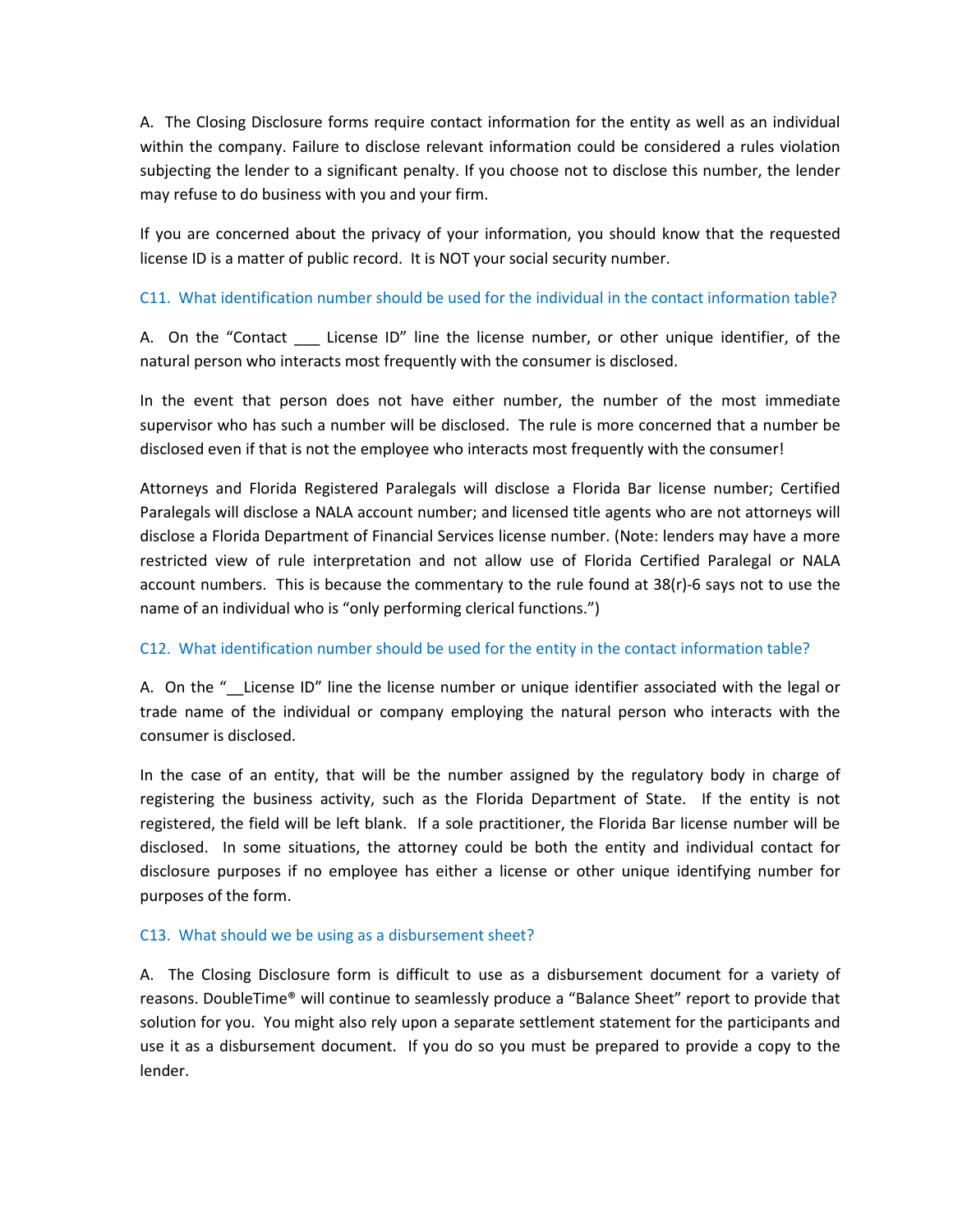A. The Closing Disclosure forms require contact information for the entity as well as an individual within the company. Failure to disclose relevant information could be considered a rules violation subjecting the lender to a significant penalty. If you choose not to disclose this number, the lender may refuse to do business with you and your firm.

If you are concerned about the privacy of your information, you should know that the requested license ID is a matter of public record. It is NOT your social security number.

### C11. What identification number should be used for the individual in the contact information table?

A. On the "Contact ___ License ID" line the license number, or other unique identifier, of the natural person who interacts most frequently with the consumer is disclosed.

In the event that person does not have either number, the number of the most immediate supervisor who has such a number will be disclosed. The rule is more concerned that a number be disclosed even if that is not the employee who interacts most frequently with the consumer!

Attorneys and Florida Registered Paralegals will disclose a Florida Bar license number; Certified Paralegals will disclose a NALA account number; and licensed title agents who are not attorneys will disclose a Florida Department of Financial Services license number. (Note: lenders may have a more restricted view of rule interpretation and not allow use of Florida Certified Paralegal or NALA account numbers. This is because the commentary to the rule found at 38(r)-6 says not to use the name of an individual who is "only performing clerical functions.")

### C12. What identification number should be used for the entity in the contact information table?

A. On the "__License ID" line the license number or unique identifier associated with the legal or trade name of the individual or company employing the natural person who interacts with the consumer is disclosed.

In the case of an entity, that will be the number assigned by the regulatory body in charge of registering the business activity, such as the Florida Department of State. If the entity is not registered, the field will be left blank. If a sole practitioner, the Florida Bar license number will be disclosed. In some situations, the attorney could be both the entity and individual contact for disclosure purposes if no employee has either a license or other unique identifying number for purposes of the form.

### C13. What should we be using as a disbursement sheet?

A. The Closing Disclosure form is difficult to use as a disbursement document for a variety of reasons. DoubleTime® will continue to seamlessly produce a "Balance Sheet" report to provide that solution for you. You might also rely upon a separate settlement statement for the participants and use it as a disbursement document. If you do so you must be prepared to provide a copy to the lender.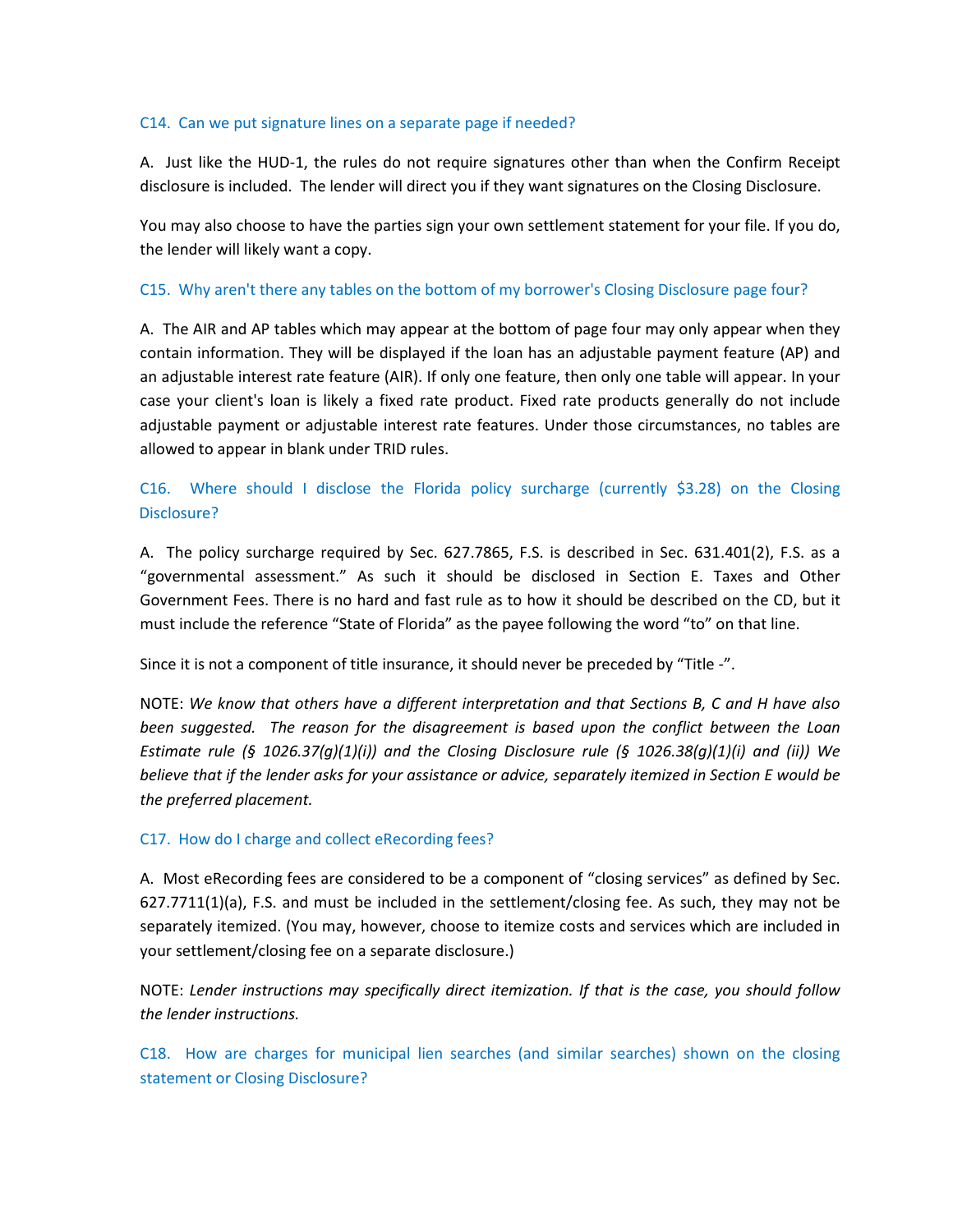### C14. Can we put signature lines on a separate page if needed?

A. Just like the HUD-1, the rules do not require signatures other than when the Confirm Receipt disclosure is included. The lender will direct you if they want signatures on the Closing Disclosure.

You may also choose to have the parties sign your own settlement statement for your file. If you do, the lender will likely want a copy.

### C15. Why aren't there any tables on the bottom of my borrower's Closing Disclosure page four?

A. The AIR and AP tables which may appear at the bottom of page four may only appear when they contain information. They will be displayed if the loan has an adjustable payment feature (AP) and an adjustable interest rate feature (AIR). If only one feature, then only one table will appear. In your case your client's loan is likely a fixed rate product. Fixed rate products generally do not include adjustable payment or adjustable interest rate features. Under those circumstances, no tables are allowed to appear in blank under TRID rules.

### C16. Where should I disclose the Florida policy surcharge (currently $3.28) on the Closing Disclosure?

A. The policy surcharge required by Sec. 627.7865, F.S. is described in Sec. 631.401(2), F.S. as a "governmental assessment." As such it should be disclosed in Section E. Taxes and Other Government Fees. There is no hard and fast rule as to how it should be described on the CD, but it must include the reference "State of Florida" as the payee following the word "to" on that line.

Since it is not a component of title insurance, it should never be preceded by "Title -".

NOTE: *We know that others have a different interpretation and that Sections B, C and H have also been suggested. The reason for the disagreement is based upon the conflict between the Loan Estimate rule (§ 1026.37(g)(1)(i)) and the Closing Disclosure rule (§ 1026.38(g)(1)(i) and (ii)) We believe that if the lender asks for your assistance or advice, separately itemized in Section E would be the preferred placement.*

### C17. How do I charge and collect eRecording fees?

A. Most eRecording fees are considered to be a component of "closing services" as defined by Sec. 627.7711(1)(a), F.S. and must be included in the settlement/closing fee. As such, they may not be separately itemized. (You may, however, choose to itemize costs and services which are included in your settlement/closing fee on a separate disclosure.)

NOTE: *Lender instructions may specifically direct itemization. If that is the case, you should follow the lender instructions.*

### C18. How are charges for municipal lien searches (and similar searches) shown on the closing statement or Closing Disclosure?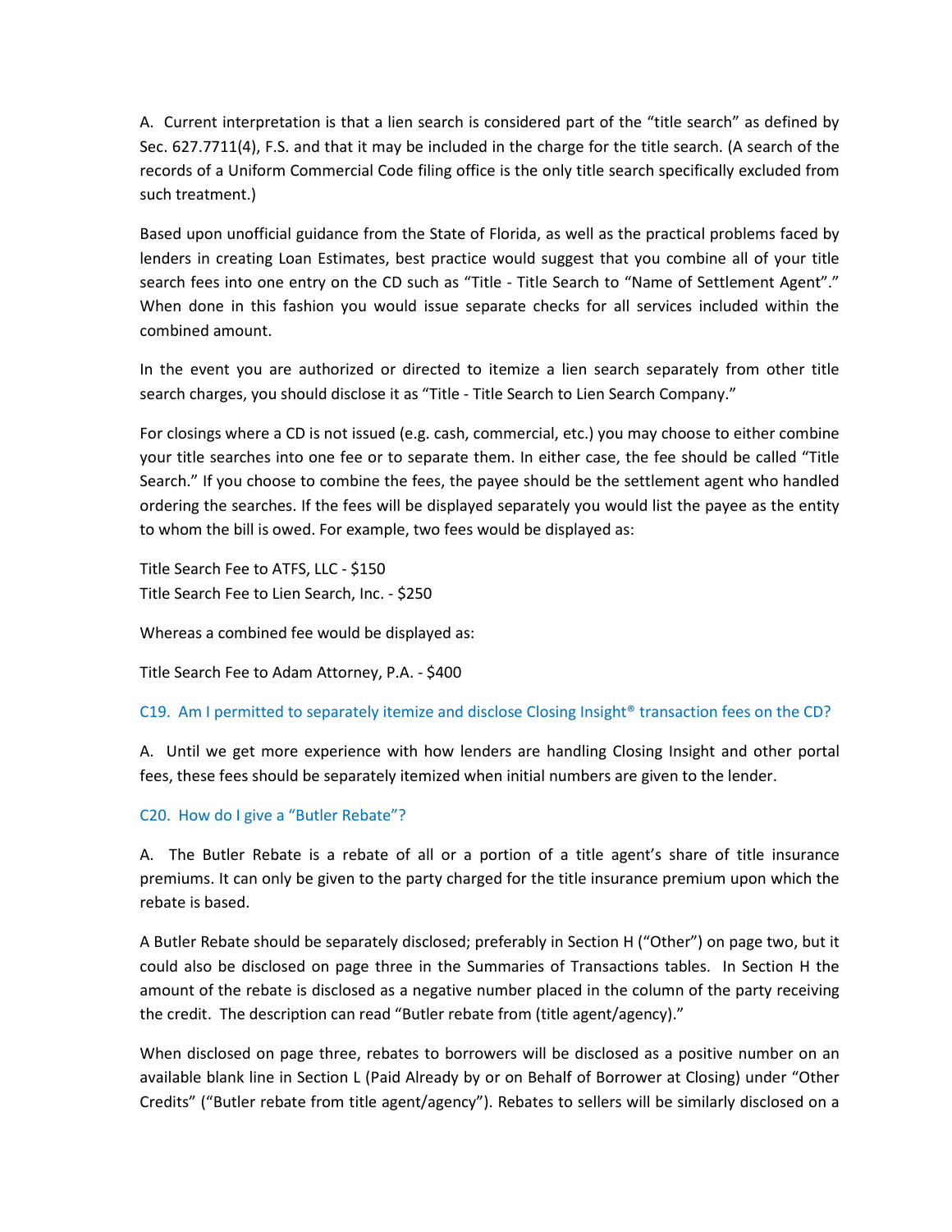A.  Current interpretation is that a lien search is considered part of the "title search" as defined by Sec. 627.7711(4), F.S. and that it may be included in the charge for the title search. (A search of the records of a Uniform Commercial Code filing office is the only title search specifically excluded from such treatment.)

Based upon unofficial guidance from the State of Florida, as well as the practical problems faced by lenders in creating Loan Estimates, best practice would suggest that you combine all of your title search fees into one entry on the CD such as "Title - Title Search to "Name of Settlement Agent"." When done in this fashion you would issue separate checks for all services included within the combined amount.

In the event you are authorized or directed to itemize a lien search separately from other title search charges, you should disclose it as "Title - Title Search to Lien Search Company."

For closings where a CD is not issued (e.g. cash, commercial, etc.) you may choose to either combine your title searches into one fee or to separate them. In either case, the fee should be called "Title Search." If you choose to combine the fees, the payee should be the settlement agent who handled ordering the searches. If the fees will be displayed separately you would list the payee as the entity to whom the bill is owed. For example, two fees would be displayed as:

Title Search Fee to ATFS, LLC - $150
Title Search Fee to Lien Search, Inc. - $250

Whereas a combined fee would be displayed as:

Title Search Fee to Adam Attorney, P.A. - $400

### C19.  Am I permitted to separately itemize and disclose Closing Insight® transaction fees on the CD?

A.  Until we get more experience with how lenders are handling Closing Insight and other portal fees, these fees should be separately itemized when initial numbers are given to the lender.

### C20.  How do I give a "Butler Rebate"?

A.  The Butler Rebate is a rebate of all or a portion of a title agent's share of title insurance premiums. It can only be given to the party charged for the title insurance premium upon which the rebate is based.

A Butler Rebate should be separately disclosed; preferably in Section H ("Other") on page two, but it could also be disclosed on page three in the Summaries of Transactions tables.  In Section H the amount of the rebate is disclosed as a negative number placed in the column of the party receiving the credit.  The description can read "Butler rebate from (title agent/agency)."

When disclosed on page three, rebates to borrowers will be disclosed as a positive number on an available blank line in Section L (Paid Already by or on Behalf of Borrower at Closing) under "Other Credits" ("Butler rebate from title agent/agency"). Rebates to sellers will be similarly disclosed on a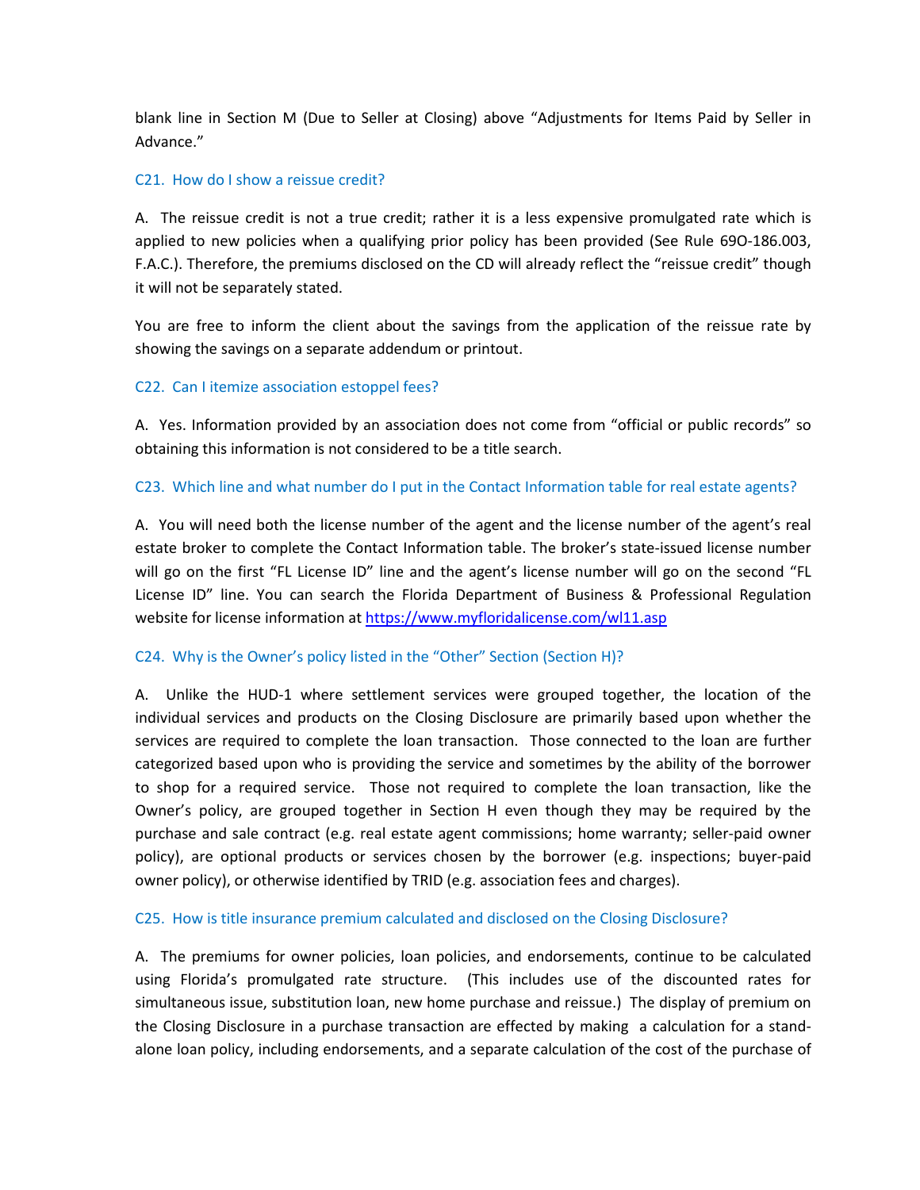blank line in Section M (Due to Seller at Closing) above "Adjustments for Items Paid by Seller in Advance."

### C21. How do I show a reissue credit?

A. The reissue credit is not a true credit; rather it is a less expensive promulgated rate which is applied to new policies when a qualifying prior policy has been provided (See Rule 69O-186.003, F.A.C.). Therefore, the premiums disclosed on the CD will already reflect the "reissue credit" though it will not be separately stated.

You are free to inform the client about the savings from the application of the reissue rate by showing the savings on a separate addendum or printout.

### C22. Can I itemize association estoppel fees?

A. Yes. Information provided by an association does not come from "official or public records" so obtaining this information is not considered to be a title search.

### C23. Which line and what number do I put in the Contact Information table for real estate agents?

A. You will need both the license number of the agent and the license number of the agent's real estate broker to complete the Contact Information table. The broker's state-issued license number will go on the first "FL License ID" line and the agent's license number will go on the second "FL License ID" line. You can search the Florida Department of Business & Professional Regulation website for license information at https://www.myfloridalicense.com/wl11.asp

### C24. Why is the Owner's policy listed in the "Other" Section (Section H)?

A. Unlike the HUD-1 where settlement services were grouped together, the location of the individual services and products on the Closing Disclosure are primarily based upon whether the services are required to complete the loan transaction. Those connected to the loan are further categorized based upon who is providing the service and sometimes by the ability of the borrower to shop for a required service. Those not required to complete the loan transaction, like the Owner's policy, are grouped together in Section H even though they may be required by the purchase and sale contract (e.g. real estate agent commissions; home warranty; seller-paid owner policy), are optional products or services chosen by the borrower (e.g. inspections; buyer-paid owner policy), or otherwise identified by TRID (e.g. association fees and charges).

### C25. How is title insurance premium calculated and disclosed on the Closing Disclosure?

A. The premiums for owner policies, loan policies, and endorsements, continue to be calculated using Florida's promulgated rate structure. (This includes use of the discounted rates for simultaneous issue, substitution loan, new home purchase and reissue.) The display of premium on the Closing Disclosure in a purchase transaction are effected by making a calculation for a stand-alone loan policy, including endorsements, and a separate calculation of the cost of the purchase of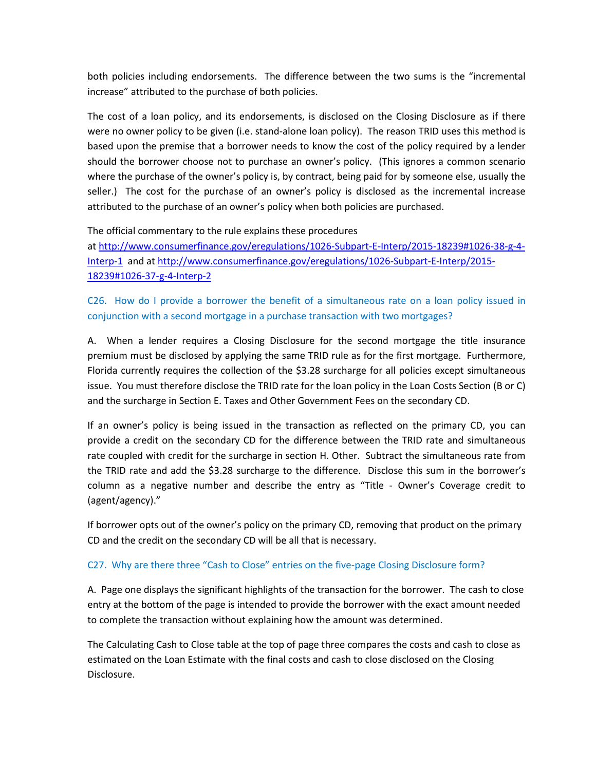both policies including endorsements. The difference between the two sums is the "incremental increase" attributed to the purchase of both policies.

The cost of a loan policy, and its endorsements, is disclosed on the Closing Disclosure as if there were no owner policy to be given (i.e. stand-alone loan policy). The reason TRID uses this method is based upon the premise that a borrower needs to know the cost of the policy required by a lender should the borrower choose not to purchase an owner's policy. (This ignores a common scenario where the purchase of the owner's policy is, by contract, being paid for by someone else, usually the seller.) The cost for the purchase of an owner's policy is disclosed as the incremental increase attributed to the purchase of an owner's policy when both policies are purchased.

The official commentary to the rule explains these procedures at [http://www.consumerfinance.gov/eregulations/1026-Subpart-E-Interp/2015-18239#1026-38-g-4-Interp-1](http://www.consumerfinance.gov/eregulations/1026-Subpart-E-Interp/2015-18239#1026-38-g-4-Interp-1) and at [http://www.consumerfinance.gov/eregulations/1026-Subpart-E-Interp/2015-18239#1026-37-g-4-Interp-2](http://www.consumerfinance.gov/eregulations/1026-Subpart-E-Interp/2015-18239#1026-37-g-4-Interp-2)

### C26. How do I provide a borrower the benefit of a simultaneous rate on a loan policy issued in conjunction with a second mortgage in a purchase transaction with two mortgages?

A. When a lender requires a Closing Disclosure for the second mortgage the title insurance premium must be disclosed by applying the same TRID rule as for the first mortgage. Furthermore, Florida currently requires the collection of the $3.28 surcharge for all policies except simultaneous issue. You must therefore disclose the TRID rate for the loan policy in the Loan Costs Section (B or C) and the surcharge in Section E. Taxes and Other Government Fees on the secondary CD.

If an owner's policy is being issued in the transaction as reflected on the primary CD, you can provide a credit on the secondary CD for the difference between the TRID rate and simultaneous rate coupled with credit for the surcharge in section H. Other. Subtract the simultaneous rate from the TRID rate and add the $3.28 surcharge to the difference. Disclose this sum in the borrower's column as a negative number and describe the entry as "Title - Owner's Coverage credit to (agent/agency)."

If borrower opts out of the owner's policy on the primary CD, removing that product on the primary CD and the credit on the secondary CD will be all that is necessary.

### C27. Why are there three "Cash to Close" entries on the five-page Closing Disclosure form?

A. Page one displays the significant highlights of the transaction for the borrower. The cash to close entry at the bottom of the page is intended to provide the borrower with the exact amount needed to complete the transaction without explaining how the amount was determined.

The Calculating Cash to Close table at the top of page three compares the costs and cash to close as estimated on the Loan Estimate with the final costs and cash to close disclosed on the Closing Disclosure.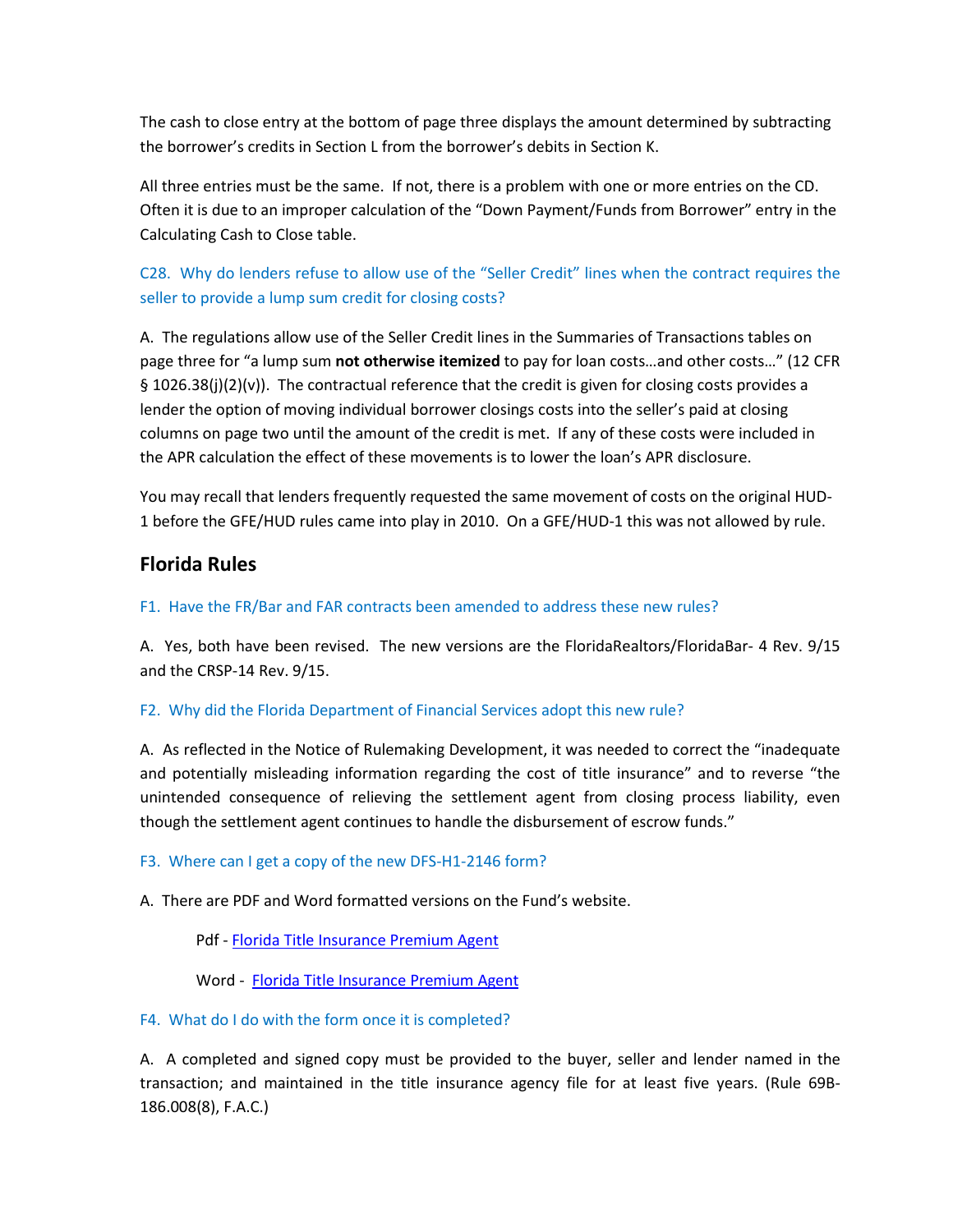The cash to close entry at the bottom of page three displays the amount determined by subtracting the borrower's credits in Section L from the borrower's debits in Section K.

All three entries must be the same. If not, there is a problem with one or more entries on the CD. Often it is due to an improper calculation of the "Down Payment/Funds from Borrower" entry in the Calculating Cash to Close table.

C28. Why do lenders refuse to allow use of the "Seller Credit" lines when the contract requires the seller to provide a lump sum credit for closing costs?

A. The regulations allow use of the Seller Credit lines in the Summaries of Transactions tables on page three for "a lump sum **not otherwise itemized** to pay for loan costs…and other costs…" (12 CFR § 1026.38(j)(2)(v)). The contractual reference that the credit is given for closing costs provides a lender the option of moving individual borrower closings costs into the seller's paid at closing columns on page two until the amount of the credit is met. If any of these costs were included in the APR calculation the effect of these movements is to lower the loan's APR disclosure.

You may recall that lenders frequently requested the same movement of costs on the original HUD-1 before the GFE/HUD rules came into play in 2010. On a GFE/HUD-1 this was not allowed by rule.

## Florida Rules

F1. Have the FR/Bar and FAR contracts been amended to address these new rules?

A. Yes, both have been revised. The new versions are the FloridaRealtors/FloridaBar- 4 Rev. 9/15 and the CRSP-14 Rev. 9/15.

F2. Why did the Florida Department of Financial Services adopt this new rule?

A. As reflected in the Notice of Rulemaking Development, it was needed to correct the "inadequate and potentially misleading information regarding the cost of title insurance" and to reverse "the unintended consequence of relieving the settlement agent from closing process liability, even though the settlement agent continues to handle the disbursement of escrow funds."

F3. Where can I get a copy of the new DFS-H1-2146 form?

A. There are PDF and Word formatted versions on the Fund's website.

Pdf - Florida Title Insurance Premium Agent

Word - Florida Title Insurance Premium Agent

F4. What do I do with the form once it is completed?

A. A completed and signed copy must be provided to the buyer, seller and lender named in the transaction; and maintained in the title insurance agency file for at least five years. (Rule 69B-186.008(8), F.A.C.)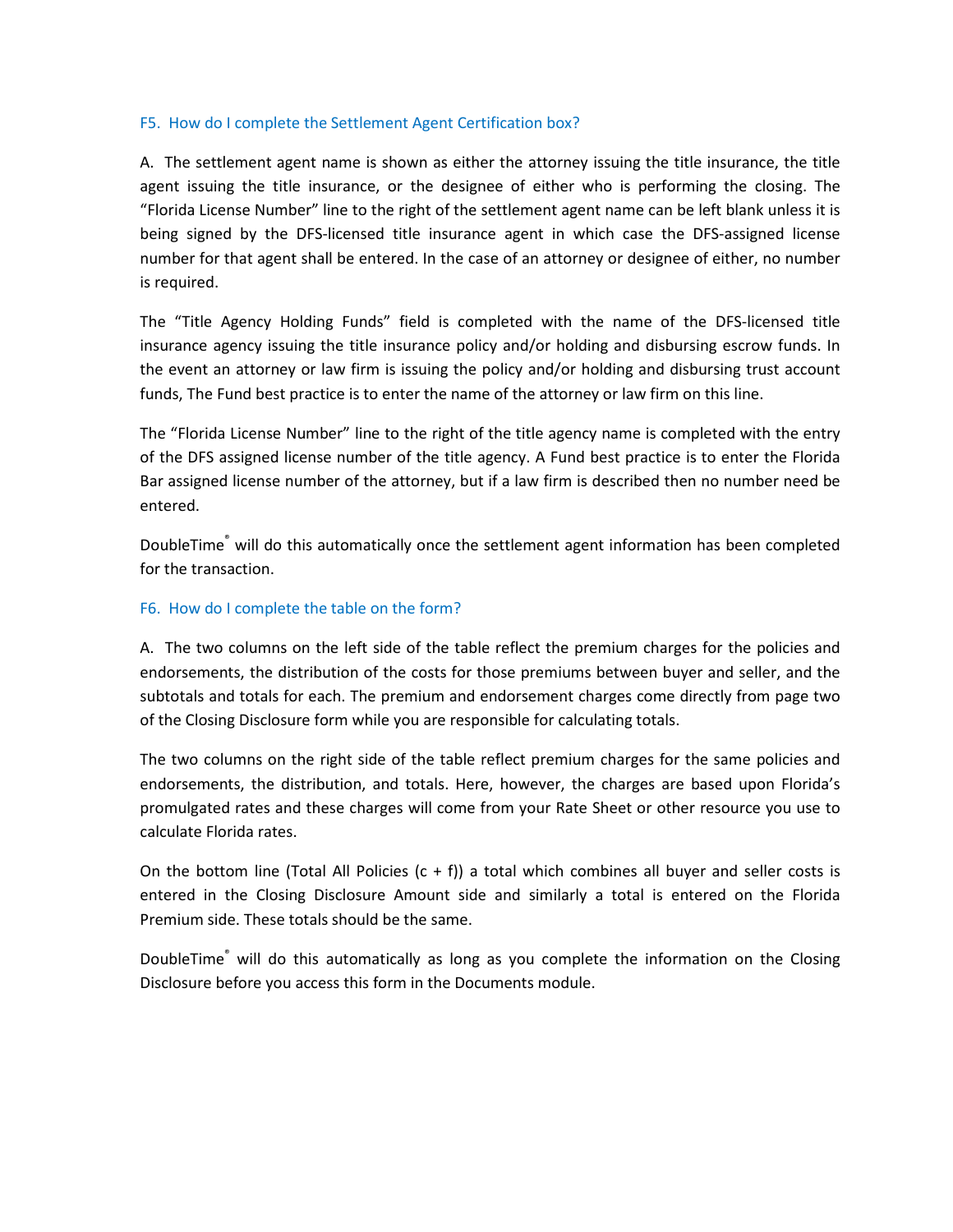### F5. How do I complete the Settlement Agent Certification box?

A. The settlement agent name is shown as either the attorney issuing the title insurance, the title agent issuing the title insurance, or the designee of either who is performing the closing. The "Florida License Number" line to the right of the settlement agent name can be left blank unless it is being signed by the DFS-licensed title insurance agent in which case the DFS-assigned license number for that agent shall be entered. In the case of an attorney or designee of either, no number is required.

The "Title Agency Holding Funds" field is completed with the name of the DFS-licensed title insurance agency issuing the title insurance policy and/or holding and disbursing escrow funds. In the event an attorney or law firm is issuing the policy and/or holding and disbursing trust account funds, The Fund best practice is to enter the name of the attorney or law firm on this line.

The "Florida License Number" line to the right of the title agency name is completed with the entry of the DFS assigned license number of the title agency. A Fund best practice is to enter the Florida Bar assigned license number of the attorney, but if a law firm is described then no number need be entered.

DoubleTime® will do this automatically once the settlement agent information has been completed for the transaction.

### F6. How do I complete the table on the form?

A. The two columns on the left side of the table reflect the premium charges for the policies and endorsements, the distribution of the costs for those premiums between buyer and seller, and the subtotals and totals for each. The premium and endorsement charges come directly from page two of the Closing Disclosure form while you are responsible for calculating totals.

The two columns on the right side of the table reflect premium charges for the same policies and endorsements, the distribution, and totals. Here, however, the charges are based upon Florida's promulgated rates and these charges will come from your Rate Sheet or other resource you use to calculate Florida rates.

On the bottom line (Total All Policies (c + f)) a total which combines all buyer and seller costs is entered in the Closing Disclosure Amount side and similarly a total is entered on the Florida Premium side. These totals should be the same.

DoubleTime® will do this automatically as long as you complete the information on the Closing Disclosure before you access this form in the Documents module.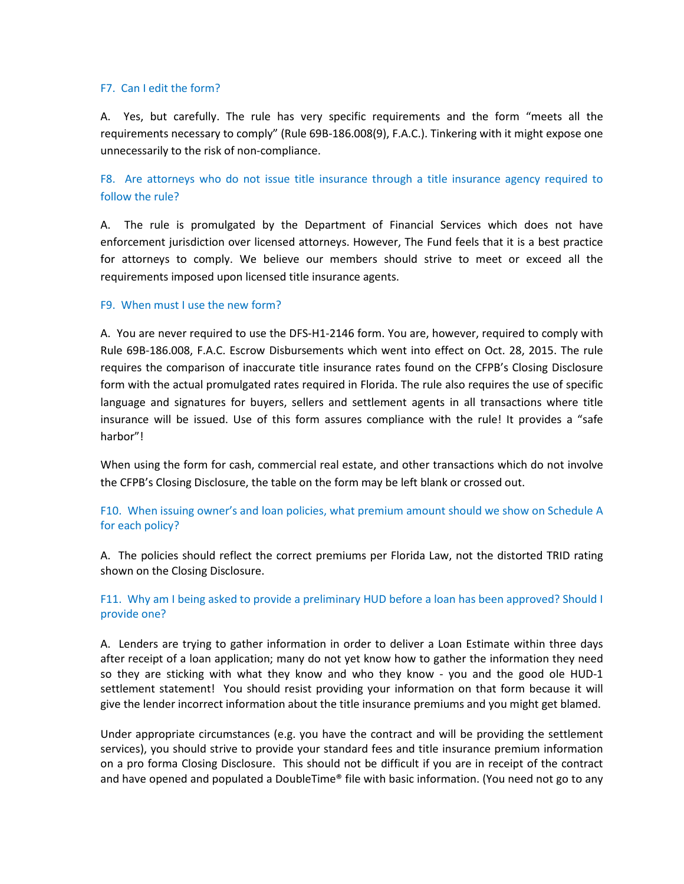### F7. Can I edit the form?

A. Yes, but carefully. The rule has very specific requirements and the form "meets all the requirements necessary to comply" (Rule 69B-186.008(9), F.A.C.). Tinkering with it might expose one unnecessarily to the risk of non-compliance.

### F8. Are attorneys who do not issue title insurance through a title insurance agency required to follow the rule?

A. The rule is promulgated by the Department of Financial Services which does not have enforcement jurisdiction over licensed attorneys. However, The Fund feels that it is a best practice for attorneys to comply. We believe our members should strive to meet or exceed all the requirements imposed upon licensed title insurance agents.

### F9. When must I use the new form?

A. You are never required to use the DFS-H1-2146 form. You are, however, required to comply with Rule 69B-186.008, F.A.C. Escrow Disbursements which went into effect on Oct. 28, 2015. The rule requires the comparison of inaccurate title insurance rates found on the CFPB's Closing Disclosure form with the actual promulgated rates required in Florida. The rule also requires the use of specific language and signatures for buyers, sellers and settlement agents in all transactions where title insurance will be issued. Use of this form assures compliance with the rule! It provides a "safe harbor"!

When using the form for cash, commercial real estate, and other transactions which do not involve the CFPB's Closing Disclosure, the table on the form may be left blank or crossed out.

### F10. When issuing owner's and loan policies, what premium amount should we show on Schedule A for each policy?

A. The policies should reflect the correct premiums per Florida Law, not the distorted TRID rating shown on the Closing Disclosure.

### F11. Why am I being asked to provide a preliminary HUD before a loan has been approved? Should I provide one?

A. Lenders are trying to gather information in order to deliver a Loan Estimate within three days after receipt of a loan application; many do not yet know how to gather the information they need so they are sticking with what they know and who they know - you and the good ole HUD-1 settlement statement! You should resist providing your information on that form because it will give the lender incorrect information about the title insurance premiums and you might get blamed.

Under appropriate circumstances (e.g. you have the contract and will be providing the settlement services), you should strive to provide your standard fees and title insurance premium information on a pro forma Closing Disclosure. This should not be difficult if you are in receipt of the contract and have opened and populated a DoubleTime® file with basic information. (You need not go to any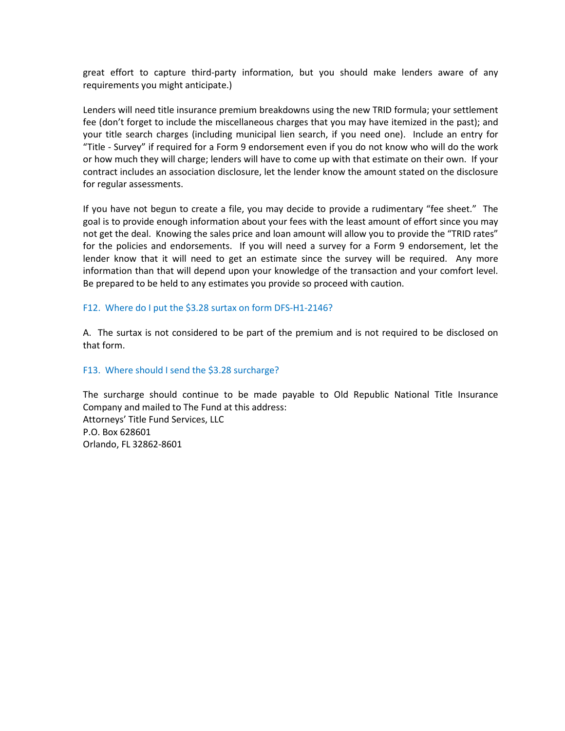great effort to capture third-party information, but you should make lenders aware of any requirements you might anticipate.)

Lenders will need title insurance premium breakdowns using the new TRID formula; your settlement fee (don't forget to include the miscellaneous charges that you may have itemized in the past); and your title search charges (including municipal lien search, if you need one). Include an entry for "Title - Survey" if required for a Form 9 endorsement even if you do not know who will do the work or how much they will charge; lenders will have to come up with that estimate on their own. If your contract includes an association disclosure, let the lender know the amount stated on the disclosure for regular assessments.

If you have not begun to create a file, you may decide to provide a rudimentary "fee sheet." The goal is to provide enough information about your fees with the least amount of effort since you may not get the deal. Knowing the sales price and loan amount will allow you to provide the "TRID rates" for the policies and endorsements. If you will need a survey for a Form 9 endorsement, let the lender know that it will need to get an estimate since the survey will be required. Any more information than that will depend upon your knowledge of the transaction and your comfort level. Be prepared to be held to any estimates you provide so proceed with caution.

### F12. Where do I put the $3.28 surtax on form DFS-H1-2146?

A. The surtax is not considered to be part of the premium and is not required to be disclosed on that form.

### F13. Where should I send the $3.28 surcharge?

The surcharge should continue to be made payable to Old Republic National Title Insurance Company and mailed to The Fund at this address:
Attorneys' Title Fund Services, LLC
P.O. Box 628601
Orlando, FL 32862-8601